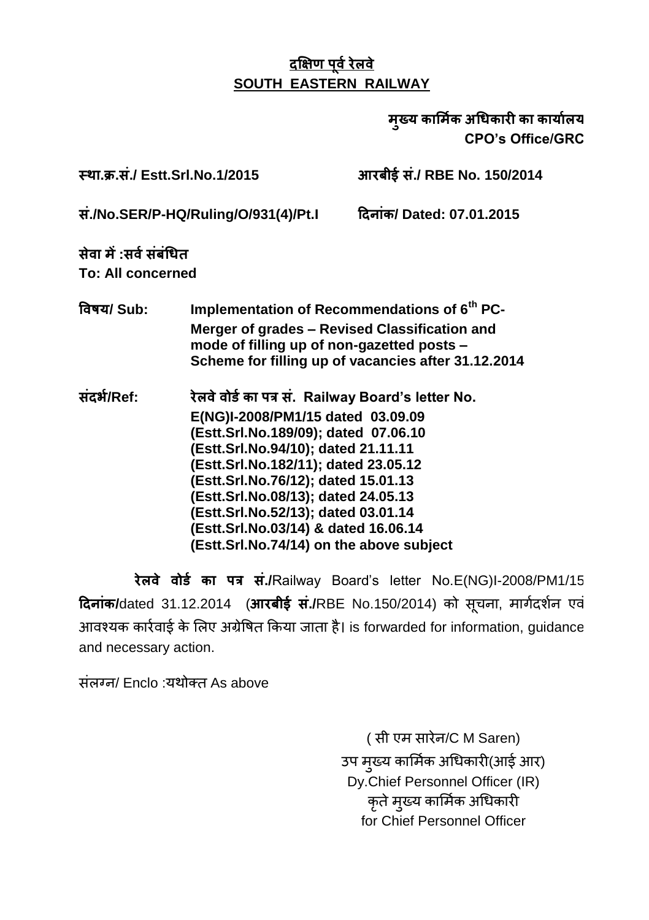**<u>दक्षिण पूर्व रेलवे</u>**
**<u>SOUTH EASTERN RAILWAY</u>**

**मुख्य कार्मिक अधिकारी का कार्यालय**
**CPO's Office/GRC**

**स्था.क्र.सं./ Estt.Srl.No.1/2015** **आरबीई सं./ RBE No. 150/2014**

**सं./No.SER/P-HQ/Ruling/O/931(4)/Pt.I** **दिनांक/ Dated: 07.01.2015**

**सेवा में :सर्व संबंधित**
**To: All concerned**

**विषय/ Sub:** **Implementation of Recommendations of 6th PC- Merger of grades – Revised Classification and mode of filling up of non-gazetted posts – Scheme for filling up of vacancies after 31.12.2014**

**संदर्भ/Ref:** **रेलवे वोर्ड का पत्र सं. Railway Board's letter No. E(NG)I-2008/PM1/15 dated 03.09.09 (Estt.Srl.No.189/09); dated 07.06.10 (Estt.Srl.No.94/10); dated 21.11.11 (Estt.Srl.No.182/11); dated 23.05.12 (Estt.Srl.No.76/12); dated 15.01.13 (Estt.Srl.No.08/13); dated 24.05.13 (Estt.Srl.No.52/13); dated 03.01.14 (Estt.Srl.No.03/14) & dated 16.06.14 (Estt.Srl.No.74/14) on the above subject**

**रेलवे वोर्ड का पत्र सं./**Railway Board's letter No.E(NG)I-2008/PM1/15 **दिनांक/**dated 31.12.2014 (**आरबीई सं./**RBE No.150/2014) को सूचना, मार्गदर्शन एवं आवश्यक कार्रवाई के लिए अग्रेषित किया जाता है। is forwarded for information, guidance and necessary action.

संलग्न/ Enclo :यथोक्त As above

( सी एम सारेन/C M Saren)
उप मुख्य कार्मिक अधिकारी(आई आर)
Dy.Chief Personnel Officer (IR)
कृते मुख्य कार्मिक अधिकारी
for Chief Personnel Officer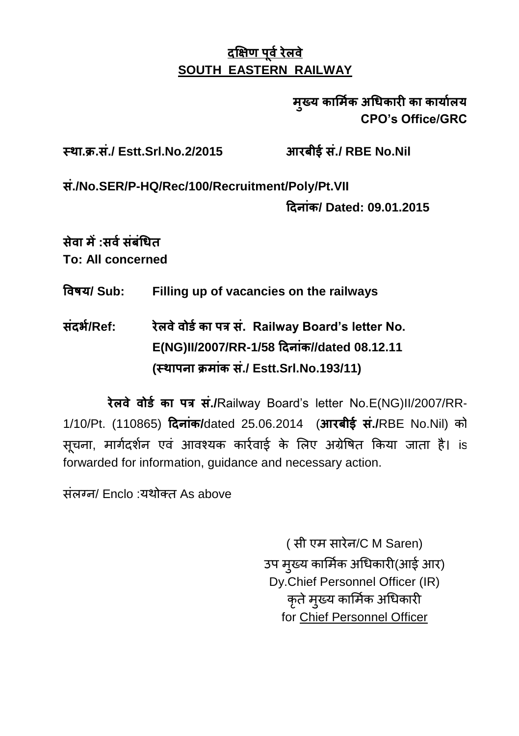**<u>दक्षिण पूर्व रेलवे</u>**
**<u>SOUTH EASTERN RAILWAY</u>**

**मुख्य कार्मिक अधिकारी का कार्यालय**
**CPO's Office/GRC**

**स्था.क्र.सं./ Estt.Srl.No.2/2015** &nbsp;&nbsp;&nbsp;&nbsp;&nbsp;&nbsp; **आरबीई सं./ RBE No.Nil**

**सं./No.SER/P-HQ/Rec/100/Recruitment/Poly/Pt.VII**

**दिनांक/ Dated: 09.01.2015**

**सेवा में :सर्व संबंधित**
**To: All concerned**

**विषय/ Sub:** &nbsp;&nbsp;&nbsp; **Filling up of vacancies on the railways**

**संदर्भ/Ref:** &nbsp;&nbsp;&nbsp; **रेलवे वोर्ड का पत्र सं. Railway Board's letter No. E(NG)II/2007/RR-1/58 दिनांक//dated 08.12.11 (स्थापना क्रमांक सं./ Estt.Srl.No.193/11)**

**रेलवे वोर्ड का पत्र सं./**Railway Board's letter No.E(NG)II/2007/RR-1/10/Pt. (110865) **दिनांक/**dated 25.06.2014 (**आरबीई सं./**RBE No.Nil) को सूचना, मार्गदर्शन एवं आवश्यक कार्रवाई के लिए अग्रेषित किया जाता है। is forwarded for information, guidance and necessary action.

संलग्न/ Enclo :यथोक्त As above

( सी एम सारेन/C M Saren)
उप मुख्य कार्मिक अधिकारी(आई आर)
Dy.Chief Personnel Officer (IR)
कृते मुख्य कार्मिक अधिकारी
for <u>Chief Personnel Officer</u>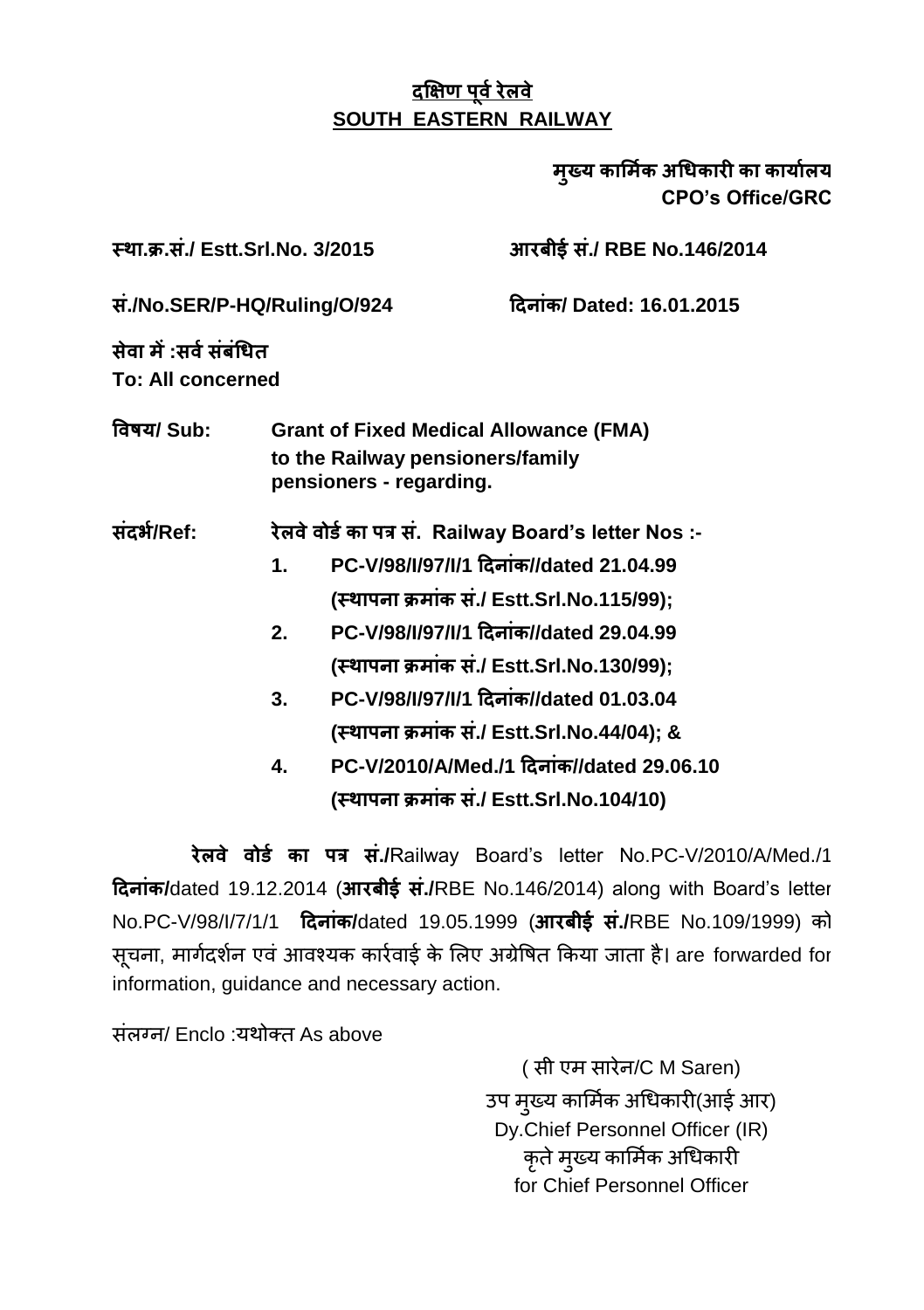**<u>दक्षिण पूर्व रेलवे</u>**
**<u>SOUTH EASTERN RAILWAY</u>**

**मुख्य कार्मिक अधिकारी का कार्यालय**
**CPO's Office/GRC**

**स्था.क्र.सं./ Estt.Srl.No. 3/2015** **आरबीई सं./ RBE No.146/2014**

**सं./No.SER/P-HQ/Ruling/O/924** **दिनांक/ Dated: 16.01.2015**

**सेवा में :सर्व संबंधित**
**To: All concerned**

**विषय/ Sub:** **Grant of Fixed Medical Allowance (FMA) to the Railway pensioners/family pensioners - regarding.**

**संदर्भ/Ref:** **रेलवे वोर्ड का पत्र सं. Railway Board's letter Nos :-**

1. **PC-V/98/I/97/I/1 दिनांक//dated 21.04.99 (स्थापना क्रमांक सं./ Estt.Srl.No.115/99);**
2. **PC-V/98/I/97/I/1 दिनांक//dated 29.04.99 (स्थापना क्रमांक सं./ Estt.Srl.No.130/99);**
3. **PC-V/98/I/97/I/1 दिनांक//dated 01.03.04 (स्थापना क्रमांक सं./ Estt.Srl.No.44/04); &**
4. **PC-V/2010/A/Med./1 दिनांक//dated 29.06.10 (स्थापना क्रमांक सं./ Estt.Srl.No.104/10)**

**रेलवे वोर्ड का पत्र सं./**Railway Board's letter No.PC-V/2010/A/Med./1 **दिनांक/**dated 19.12.2014 (**आरबीई सं./**RBE No.146/2014) along with Board's letter No.PC-V/98/I/7/1/1 **दिनांक/**dated 19.05.1999 (**आरबीई सं./**RBE No.109/1999) को सूचना, मार्गदर्शन एवं आवश्यक कार्रवाई के लिए अग्रेषित किया जाता है। are forwarded for information, guidance and necessary action.

संलग्न/ Enclo :यथोक्त As above

( सी एम सारेन/C M Saren)
उप मुख्य कार्मिक अधिकारी(आई आर)
Dy.Chief Personnel Officer (IR)
कृते मुख्य कार्मिक अधिकारी
for Chief Personnel Officer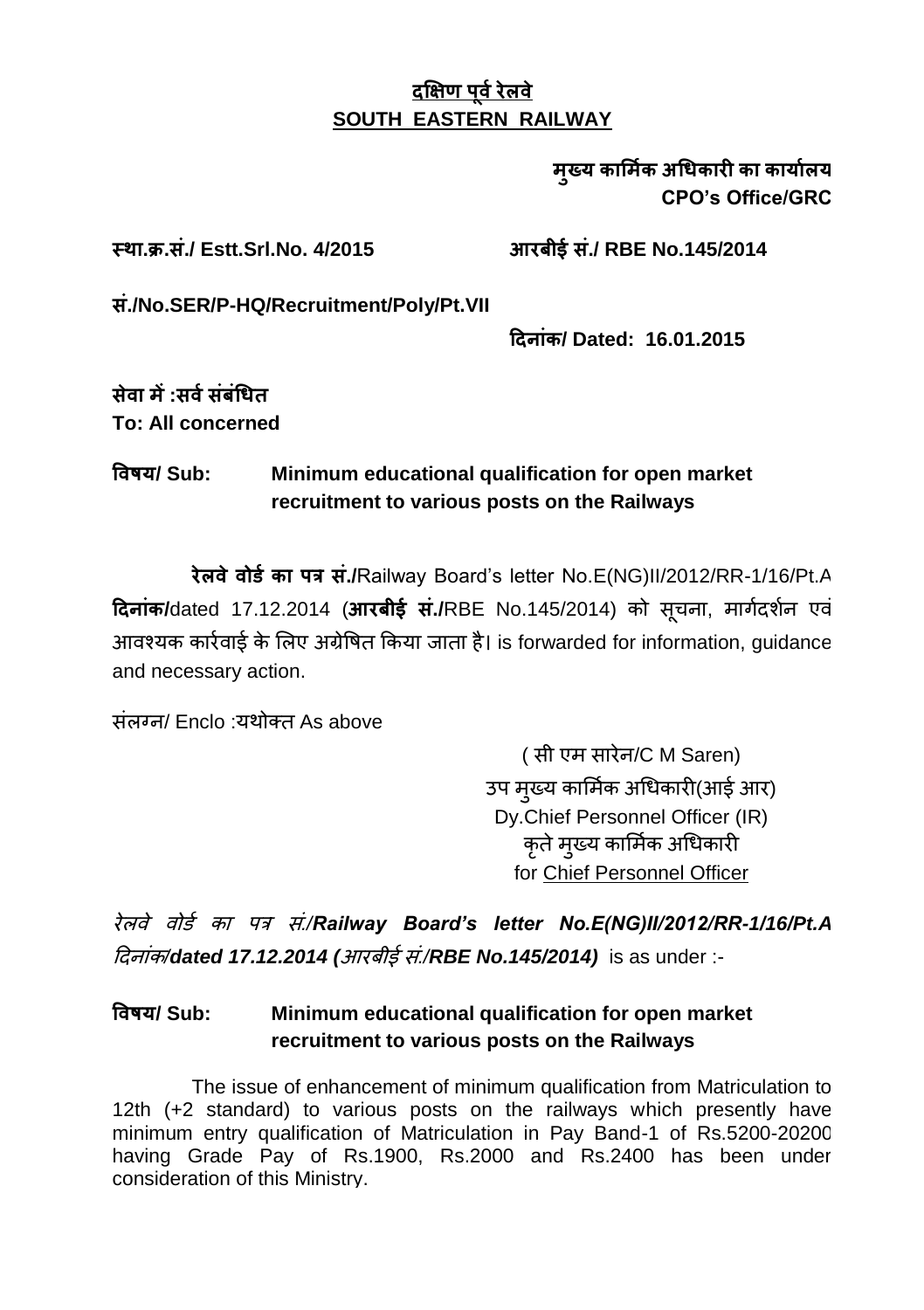**दक्षिण पूर्व रेलवे**
**SOUTH EASTERN RAILWAY**

**मुख्य कार्मिक अधिकारी का कार्यालय**
**CPO's Office/GRC**

**स्था.क्र.सं./ Estt.Srl.No. 4/2015** **आरबीई सं./ RBE No.145/2014**

**सं./No.SER/P-HQ/Recruitment/Poly/Pt.VII**

**दिनांक/ Dated: 16.01.2015**

**सेवा में :सर्व संबंधित**
**To: All concerned**

**विषय/ Sub: Minimum educational qualification for open market recruitment to various posts on the Railways**

**रेलवे वोर्ड का पत्र सं./**Railway Board's letter No.E(NG)II/2012/RR-1/16/Pt.A **दिनांक/**dated 17.12.2014 (**आरबीई सं./**RBE No.145/2014) को सूचना, मार्गदर्शन एवं आवश्यक कार्रवाई के लिए अग्रेषित किया जाता है। is forwarded for information, guidance and necessary action.

संलग्न/ Enclo :यथोक्त As above

( सी एम सारेन/C M Saren)
उप मुख्य कार्मिक अधिकारी(आई आर)
Dy.Chief Personnel Officer (IR)
कृते मुख्य कार्मिक अधिकारी
for Chief Personnel Officer

*रेलवे वोर्ड का पत्र सं./**Railway Board's letter No.E(NG)II/2012/RR-1/16/Pt.A** दिनांक/**dated 17.12.2014 (**आरबीई सं./**RBE No.145/2014)*** is as under :-

**विषय/ Sub: Minimum educational qualification for open market recruitment to various posts on the Railways**

The issue of enhancement of minimum qualification from Matriculation to 12th (+2 standard) to various posts on the railways which presently have minimum entry qualification of Matriculation in Pay Band-1 of Rs.5200-20200 having Grade Pay of Rs.1900, Rs.2000 and Rs.2400 has been under consideration of this Ministry.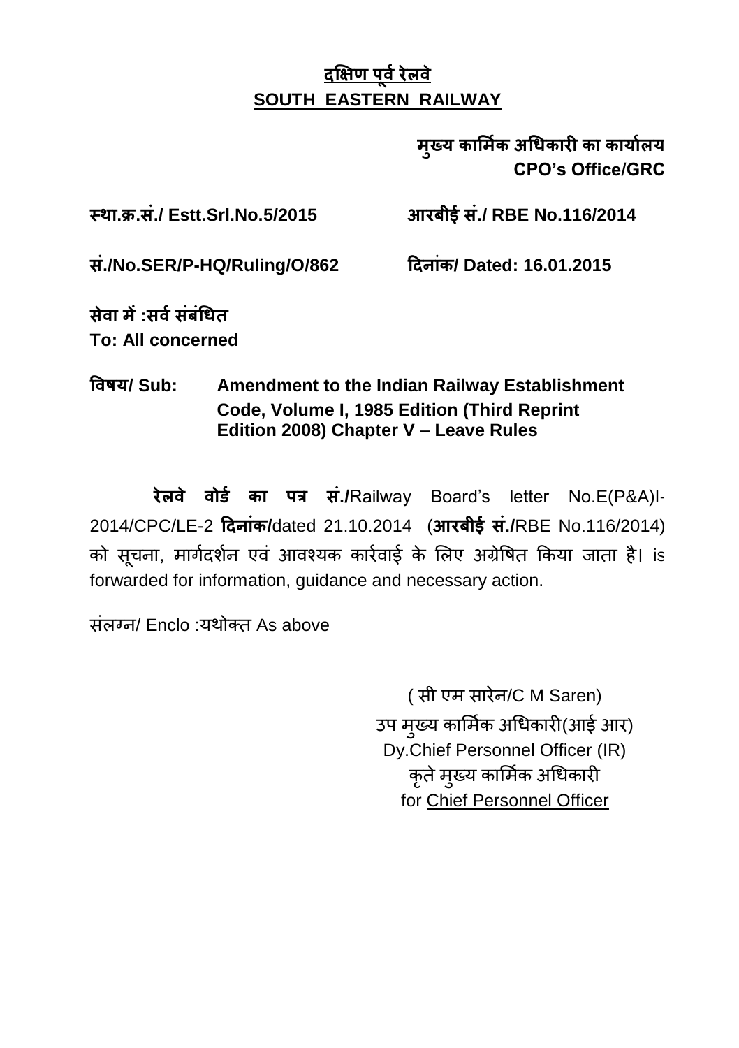**दक्षिण पूर्व रेलवे**
**SOUTH EASTERN RAILWAY**

**मुख्य कार्मिक अधिकारी का कार्यालय**
**CPO's Office/GRC**

**स्था.क्र.सं./ Estt.Srl.No.5/2015** **आरबीई सं./ RBE No.116/2014**

**सं./No.SER/P-HQ/Ruling/O/862** **दिनांक/ Dated: 16.01.2015**

**सेवा में :सर्व संबंधित**
**To: All concerned**

**विषय/ Sub: Amendment to the Indian Railway Establishment Code, Volume I, 1985 Edition (Third Reprint Edition 2008) Chapter V – Leave Rules**

**रेलवे वोर्ड का पत्र सं./**Railway Board's letter No.E(P&A)I-2014/CPC/LE-2 **दिनांक/**dated 21.10.2014 (**आरबीई सं./**RBE No.116/2014) को सूचना, मार्गदर्शन एवं आवश्यक कार्रवाई के लिए अग्रेषित किया जाता है। is forwarded for information, guidance and necessary action.

संलग्न/ Enclo :यथोक्त As above

( सी एम सारेन/C M Saren)
उप मुख्य कार्मिक अधिकारी(आई आर)
Dy.Chief Personnel Officer (IR)
कृते मुख्य कार्मिक अधिकारी
for Chief Personnel Officer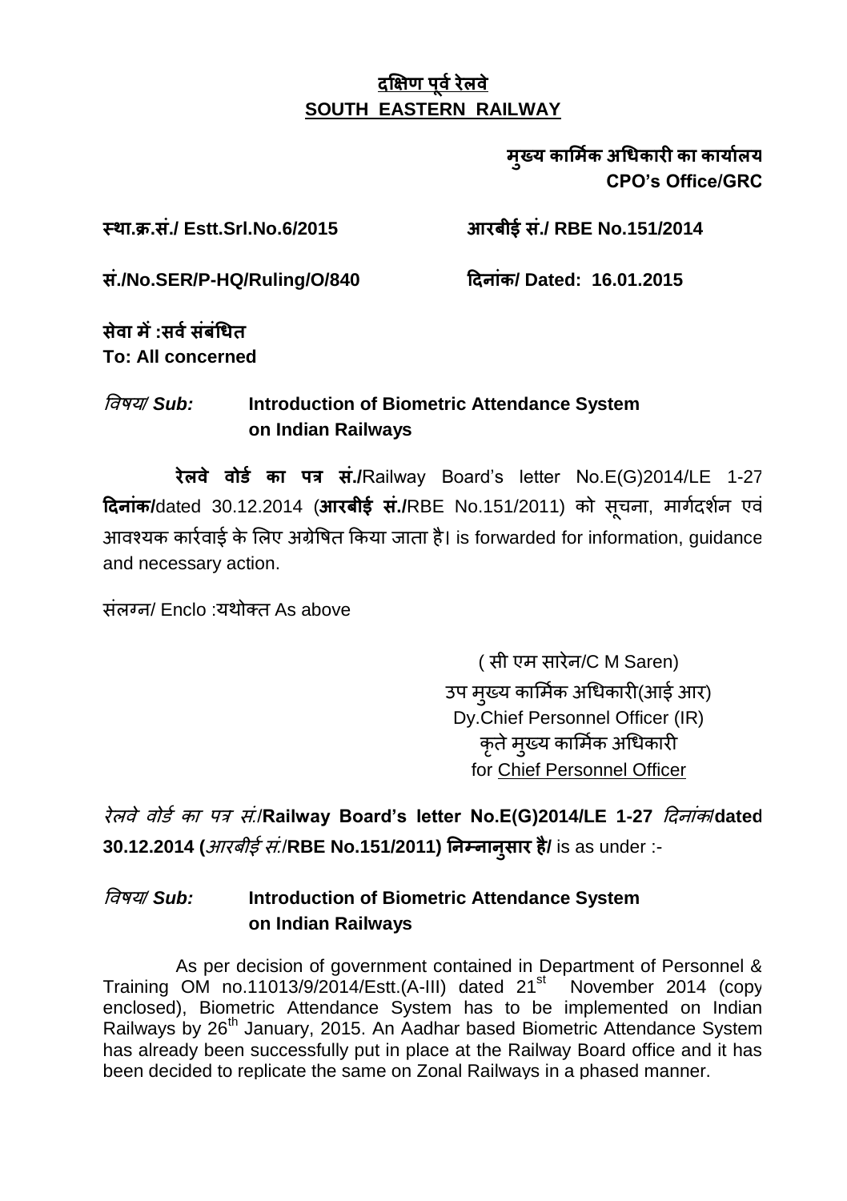# दक्षिण पूर्व रेलवे
# SOUTH EASTERN RAILWAY

**मुख्य कार्मिक अधिकारी का कार्यालय**
**CPO's Office/GRC**

**स्था.क्र.सं./ Estt.Srl.No.6/2015** **आरबीई सं./ RBE No.151/2014**

**सं./No.SER/P-HQ/Ruling/O/840** **दिनांक/ Dated: 16.01.2015**

**सेवा में :सर्व संबंधित**
**To: All concerned**

*विषय/* ***Sub:*** **Introduction of Biometric Attendance System on Indian Railways**

**रेलवे वोर्ड का पत्र सं./**Railway Board's letter No.E(G)2014/LE 1-27 **दिनांक/**dated 30.12.2014 (**आरबीई सं./**RBE No.151/2011) को सूचना, मार्गदर्शन एवं आवश्यक कार्रवाई के लिए अग्रेषित किया जाता है। is forwarded for information, guidance and necessary action.

संलग्न/ Enclo :यथोक्त As above

( सी एम सारेन/C M Saren)
उप मुख्य कार्मिक अधिकारी(आई आर)
Dy.Chief Personnel Officer (IR)
कृते मुख्य कार्मिक अधिकारी
for Chief Personnel Officer

*रेलवे वोर्ड का पत्र सं.*/**Railway Board's letter No.E(G)2014/LE 1-27** *दिनांक*/**dated 30.12.2014 (***आरबीई सं.*/**RBE No.151/2011) निम्नानुसार है/** is as under :-

*विषय/* ***Sub:*** **Introduction of Biometric Attendance System on Indian Railways**

As per decision of government contained in Department of Personnel & Training OM no.11013/9/2014/Estt.(A-III) dated 21st November 2014 (copy enclosed), Biometric Attendance System has to be implemented on Indian Railways by 26th January, 2015. An Aadhar based Biometric Attendance System has already been successfully put in place at the Railway Board office and it has been decided to replicate the same on Zonal Railways in a phased manner.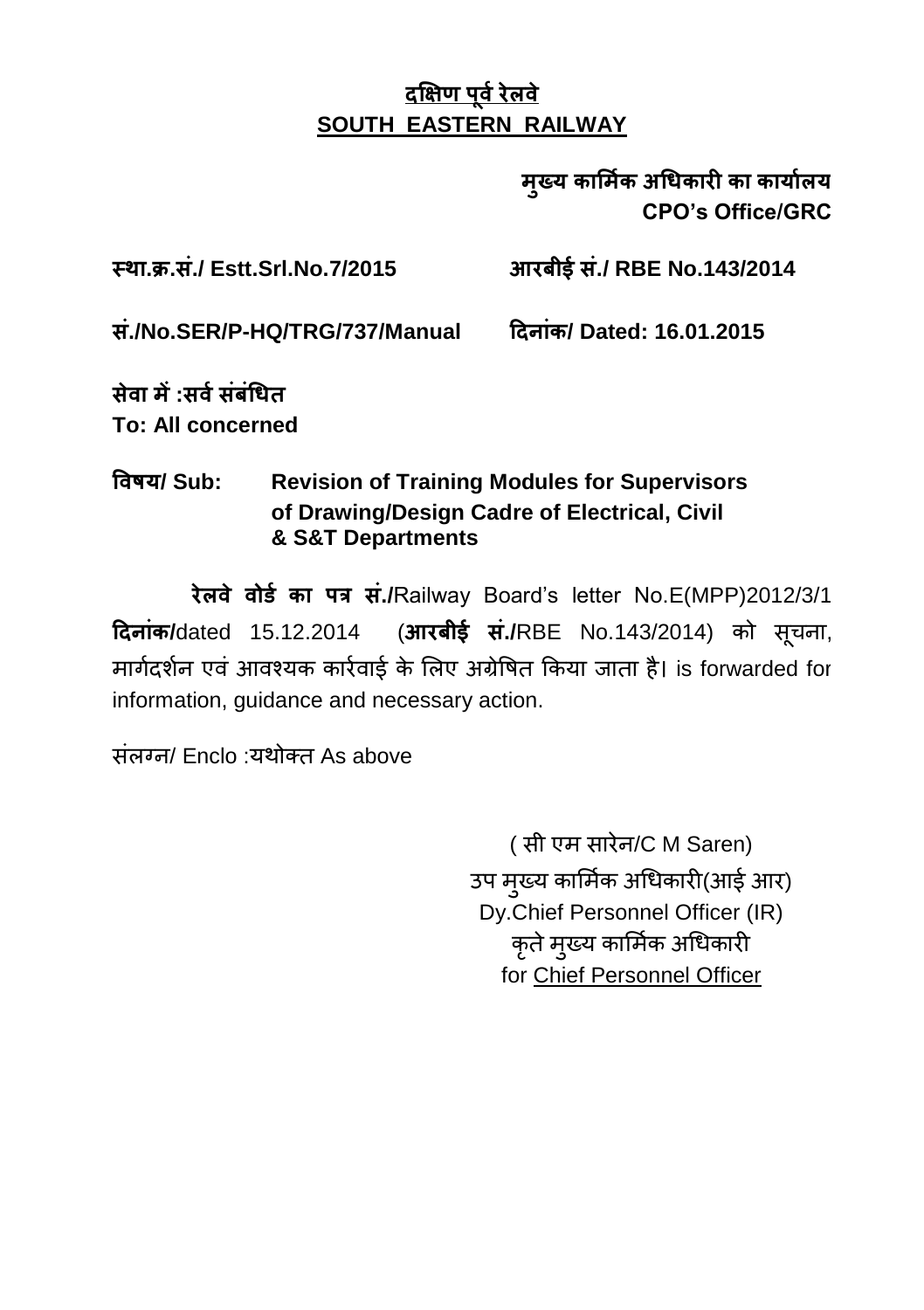**दक्षिण पूर्व रेलवे**
**SOUTH EASTERN RAILWAY**

**मुख्य कार्मिक अधिकारी का कार्यालय**
**CPO's Office/GRC**

**स्था.क्र.सं./ Estt.Srl.No.7/2015** **आरबीई सं./ RBE No.143/2014**

**सं./No.SER/P-HQ/TRG/737/Manual** **दिनांक/ Dated: 16.01.2015**

**सेवा में :सर्व संबंधित**
**To: All concerned**

**विषय/ Sub: Revision of Training Modules for Supervisors of Drawing/Design Cadre of Electrical, Civil & S&T Departments**

**रेलवे वोर्ड का पत्र सं./**Railway Board's letter No.E(MPP)2012/3/1 **दिनांक/**dated 15.12.2014 (**आरबीई सं./**RBE No.143/2014) को सूचना, मार्गदर्शन एवं आवश्यक कार्रवाई के लिए अग्रेषित किया जाता है। is forwarded for information, guidance and necessary action.

संलग्न/ Enclo :यथोक्त As above

( सी एम सारेन/C M Saren)
उप मुख्य कार्मिक अधिकारी(आई आर)
Dy.Chief Personnel Officer (IR)
कृते मुख्य कार्मिक अधिकारी
for Chief Personnel Officer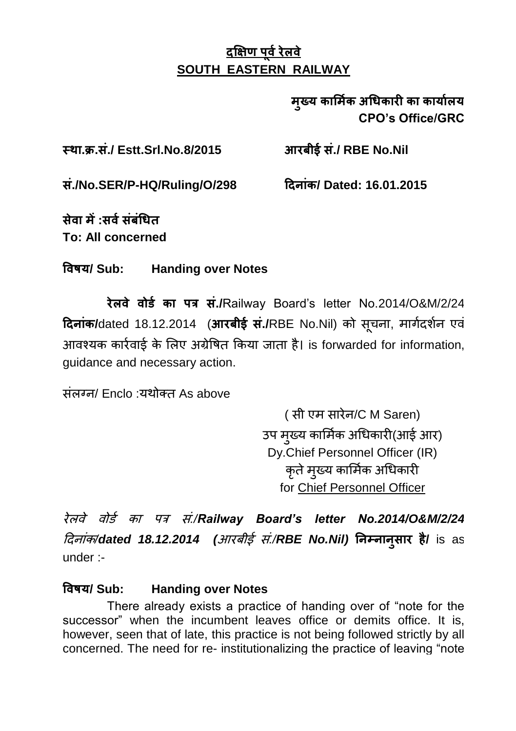<u>**दक्षिण पूर्व रेलवे**</u>
<u>**SOUTH EASTERN RAILWAY**</u>

**मुख्य कार्मिक अधिकारी का कार्यालय**
**CPO's Office/GRC**

**स्था.क्र.सं./ Estt.Srl.No.8/2015** **आरबीई सं./ RBE No.Nil**

**सं./No.SER/P-HQ/Ruling/O/298** **दिनांक/ Dated: 16.01.2015**

**सेवा में :सर्व संबंधित**
**To: All concerned**

**विषय/ Sub: Handing over Notes**

**रेलवे वोर्ड का पत्र सं./**Railway Board's letter No.2014/O&M/2/24 **दिनांक/**dated 18.12.2014 (**आरबीई सं./**RBE No.Nil) को सूचना, मार्गदर्शन एवं आवश्यक कार्रवाई के लिए अग्रेषित किया जाता है। is forwarded for information, guidance and necessary action.

संलग्न/ Enclo :यथोक्त As above

( सी एम सारेन/C M Saren)
उप मुख्य कार्मिक अधिकारी(आई आर)
Dy.Chief Personnel Officer (IR)
कृते मुख्य कार्मिक अधिकारी
for <u>Chief Personnel Officer</u>

*रेलवे वोर्ड का पत्र सं./**Railway Board's letter No.2014/O&M/2/24*** *दिनांक/**dated 18.12.2014*** ***(****आरबीई सं./****RBE No.Nil)*** **निम्नानुसार है/** is as under :-

**विषय/ Sub: Handing over Notes**

There already exists a practice of handing over of "note for the successor" when the incumbent leaves office or demits office. It is, however, seen that of late, this practice is not being followed strictly by all concerned. The need for re- institutionalizing the practice of leaving "note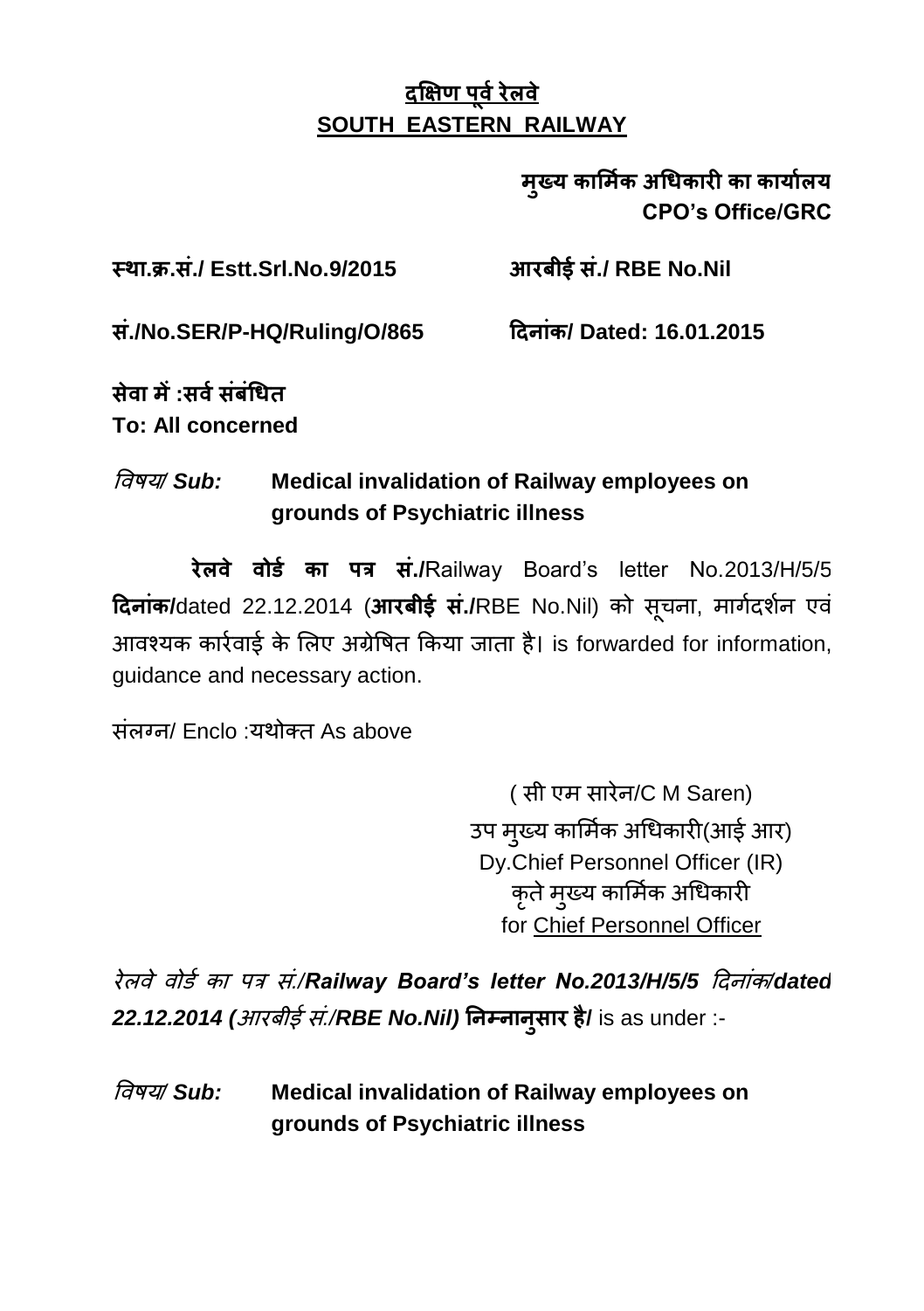# दक्षिण पूर्व रेलवे
# SOUTH EASTERN RAILWAY

**मुख्य कार्मिक अधिकारी का कार्यालय**
**CPO's Office/GRC**

**स्था.क्र.सं./ Estt.Srl.No.9/2015** **आरबीई सं./ RBE No.Nil**

**सं./No.SER/P-HQ/Ruling/O/865** **दिनांक/ Dated: 16.01.2015**

**सेवा में :सर्व संबंधित**
**To: All concerned**

*विषय/* ***Sub:*** **Medical invalidation of Railway employees on grounds of Psychiatric illness**

**रेलवे वोर्ड का पत्र सं./**Railway Board's letter No.2013/H/5/5 **दिनांक/**dated 22.12.2014 (**आरबीई सं./**RBE No.Nil) को सूचना, मार्गदर्शन एवं आवश्यक कार्रवाई के लिए अग्रेषित किया जाता है। is forwarded for information, guidance and necessary action.

संलग्न/ Enclo :यथोक्त As above

( सी एम सारेन/C M Saren)
उप मुख्य कार्मिक अधिकारी(आई आर)
Dy.Chief Personnel Officer (IR)
कृते मुख्य कार्मिक अधिकारी
for Chief Personnel Officer

*रेलवे वोर्ड का पत्र सं./****Railway Board's letter No.2013/H/5/5*** *दिनांक/****dated 22.12.2014 (****आरबीई सं./****RBE No.Nil)*** **निम्नानुसार है/** is as under :-

*विषय/* ***Sub:*** **Medical invalidation of Railway employees on grounds of Psychiatric illness**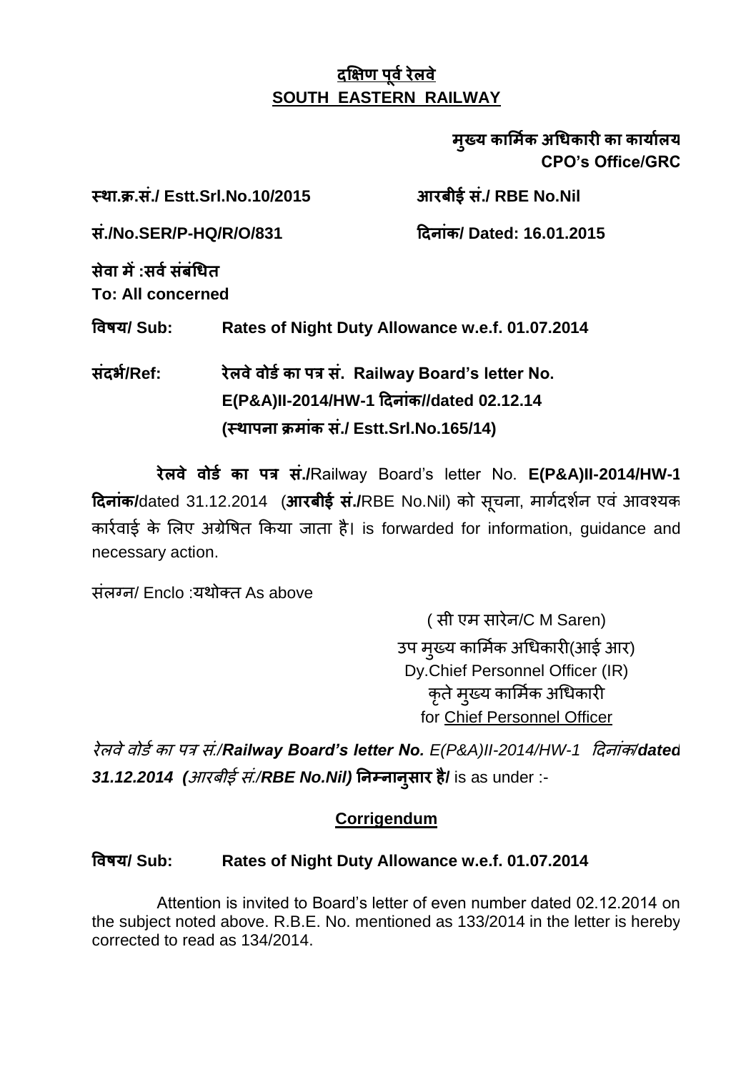**दक्षिण पूर्व रेलवे**
**SOUTH EASTERN RAILWAY**

**मुख्य कार्मिक अधिकारी का कार्यालय**
**CPO's Office/GRC**

**स्था.क्र.सं./ Estt.Srl.No.10/2015** **आरबीई सं./ RBE No.Nil**

**सं./No.SER/P-HQ/R/O/831** **दिनांक/ Dated: 16.01.2015**

**सेवा में :सर्व संबंधित**
**To: All concerned**

**विषय/ Sub:** **Rates of Night Duty Allowance w.e.f. 01.07.2014**

**संदर्भ/Ref:** **रेलवे वोर्ड का पत्र सं. Railway Board's letter No. E(P&A)II-2014/HW-1 दिनांक//dated 02.12.14 (स्थापना क्रमांक सं./ Estt.Srl.No.165/14)**

**रेलवे वोर्ड का पत्र सं./**Railway Board's letter No. **E(P&A)II-2014/HW-1 दिनांक/**dated 31.12.2014 (**आरबीई सं./**RBE No.Nil) को सूचना, मार्गदर्शन एवं आवश्यक कार्रवाई के लिए अग्रेषित किया जाता है। is forwarded for information, guidance and necessary action.

संलग्न/ Enclo :यथोक्त As above

( सी एम सारेन/C M Saren)
उप मुख्य कार्मिक अधिकारी(आई आर)
Dy.Chief Personnel Officer (IR)
कृते मुख्य कार्मिक अधिकारी
for Chief Personnel Officer

*रेलवे वोर्ड का पत्र सं./**Railway Board's letter No.** E(P&A)II-2014/HW-1 दिनांक/**dated 31.12.2014** (आरबीई सं./**RBE No.Nil**)* **निम्नानुसार है/** is as under :-

## Corrigendum

**विषय/ Sub:** **Rates of Night Duty Allowance w.e.f. 01.07.2014**

Attention is invited to Board's letter of even number dated 02.12.2014 on the subject noted above. R.B.E. No. mentioned as 133/2014 in the letter is hereby corrected to read as 134/2014.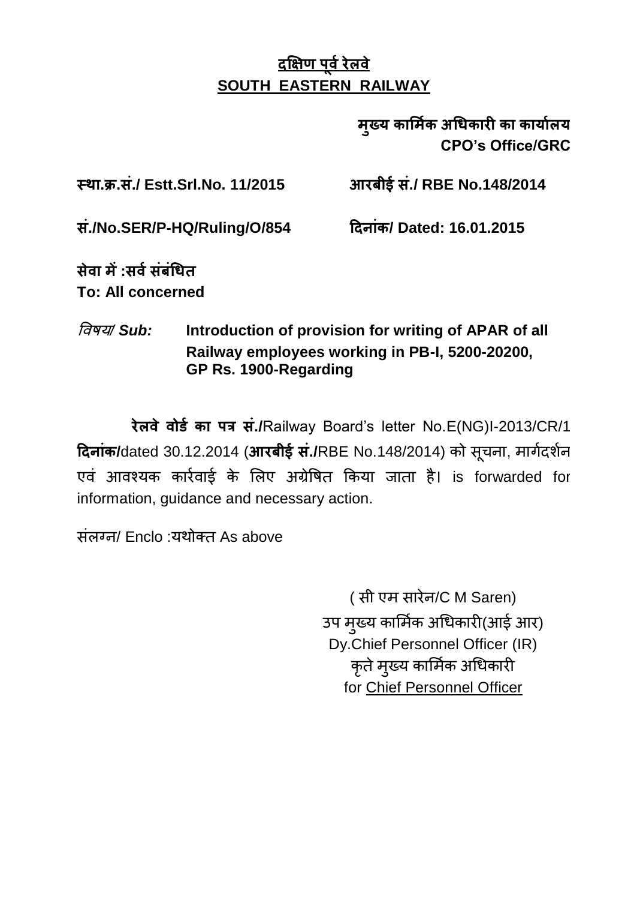# दक्षिण पूर्व रेलवे
# SOUTH EASTERN RAILWAY

**मुख्य कार्मिक अधिकारी का कार्यालय**
**CPO's Office/GRC**

**स्था.क्र.सं./ Estt.Srl.No. 11/2015** **आरबीई सं./ RBE No.148/2014**

**सं./No.SER/P-HQ/Ruling/O/854** **दिनांक/ Dated: 16.01.2015**

**सेवा में :सर्व संबंधित**
**To: All concerned**

*विषय/ Sub:* **Introduction of provision for writing of APAR of all Railway employees working in PB-I, 5200-20200, GP Rs. 1900-Regarding**

**रेलवे वोर्ड का पत्र सं./**Railway Board's letter No.E(NG)I-2013/CR/1 **दिनांक/**dated 30.12.2014 (**आरबीई सं./**RBE No.148/2014) को सूचना, मार्गदर्शन एवं आवश्यक कार्रवाई के लिए अग्रेषित किया जाता है। is forwarded for information, guidance and necessary action.

संलग्न/ Enclo :यथोक्त As above

( सी एम सारेन/C M Saren)
उप मुख्य कार्मिक अधिकारी(आई आर)
Dy.Chief Personnel Officer (IR)
कृते मुख्य कार्मिक अधिकारी
for Chief Personnel Officer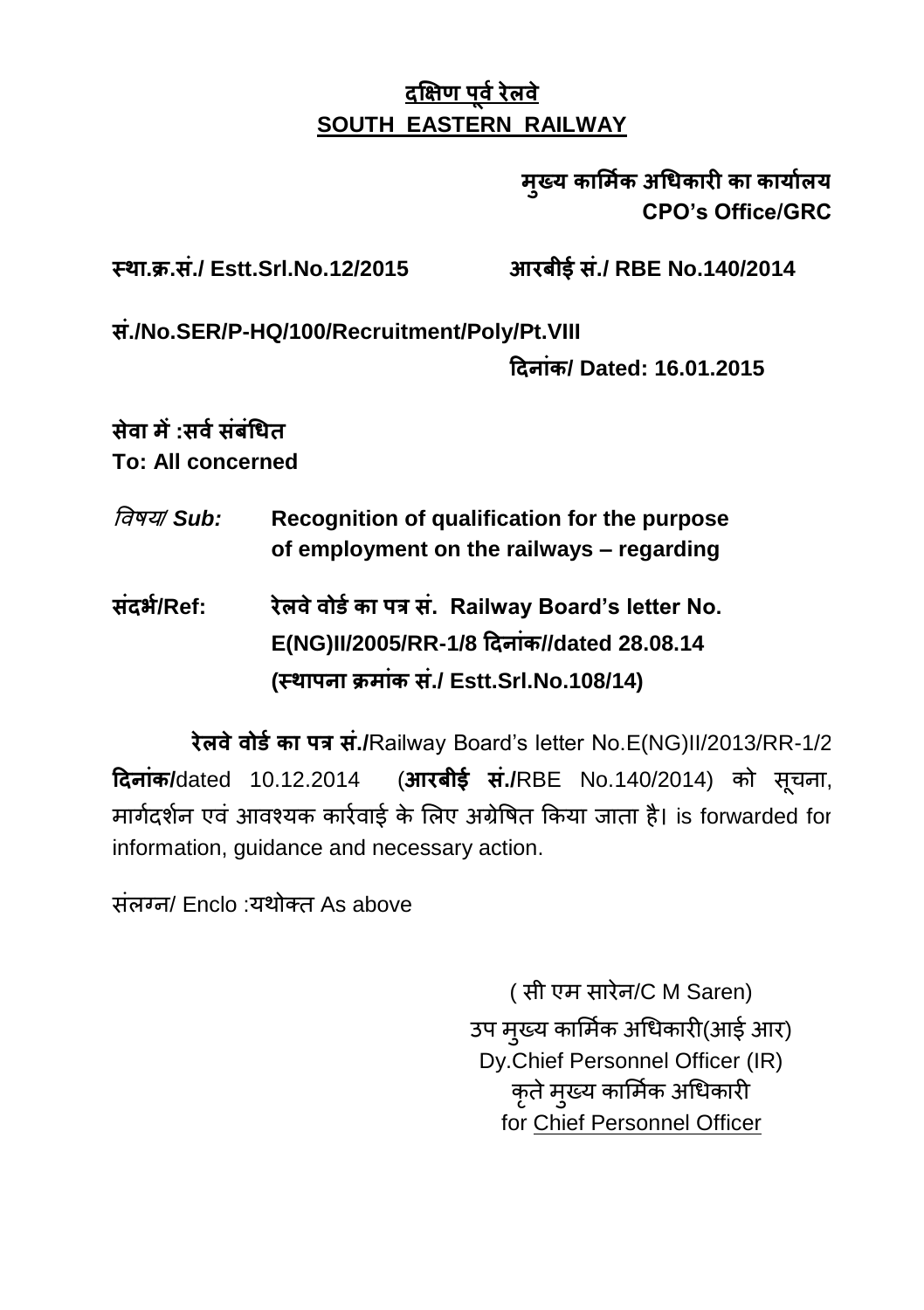## दक्षिण पूर्व रेलवे
## SOUTH EASTERN RAILWAY

**मुख्य कार्मिक अधिकारी का कार्यालय**
**CPO's Office/GRC**

**स्था.क्र.सं./ Estt.Srl.No.12/2015** **आरबीई सं./ RBE No.140/2014**

**सं./No.SER/P-HQ/100/Recruitment/Poly/Pt.VIII**

**दिनांक/ Dated: 16.01.2015**

**सेवा में :सर्व संबंधित**
**To: All concerned**

*विषय/ Sub:* **Recognition of qualification for the purpose of employment on the railways – regarding**

**संदर्भ/Ref:** **रेलवे वोर्ड का पत्र सं. Railway Board's letter No. E(NG)II/2005/RR-1/8 दिनांक//dated 28.08.14 (स्थापना क्रमांक सं./ Estt.Srl.No.108/14)**

**रेलवे वोर्ड का पत्र सं./**Railway Board's letter No.E(NG)II/2013/RR-1/2 **दिनांक/**dated 10.12.2014 (**आरबीई सं./**RBE No.140/2014) को सूचना, मार्गदर्शन एवं आवश्यक कार्रवाई के लिए अग्रेषित किया जाता है। is forwarded for information, guidance and necessary action.

संलग्न/ Enclo :यथोक्त As above

( सी एम सारेन/C M Saren)
उप मुख्य कार्मिक अधिकारी(आई आर)
Dy.Chief Personnel Officer (IR)
कृते मुख्य कार्मिक अधिकारी
for Chief Personnel Officer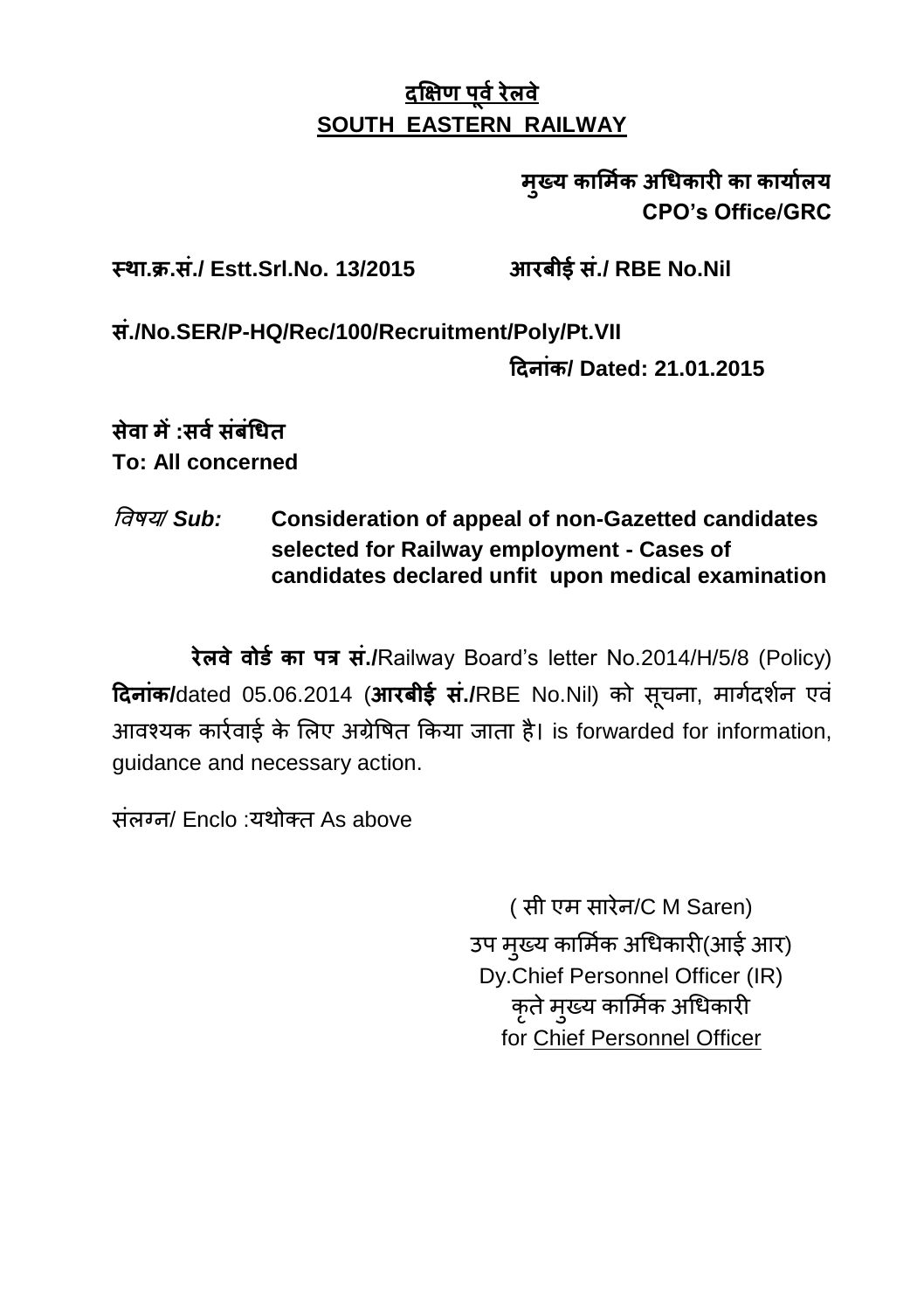<div align="center">

**<u>दक्षिण पूर्व रेलवे</u>**
**<u>SOUTH EASTERN RAILWAY</u>**

</div>

<div align="right">

**मुख्य कार्मिक अधिकारी का कार्यालय**
**CPO's Office/GRC**

</div>

**स्था.क्र.सं./ Estt.Srl.No. 13/2015** **आरबीई सं./ RBE No.Nil**

**सं./No.SER/P-HQ/Rec/100/Recruitment/Poly/Pt.VII**

**दिनांक/ Dated: 21.01.2015**

**सेवा में :सर्व संबंधित**
**To: All concerned**

*विषय/ Sub:* **Consideration of appeal of non-Gazetted candidates selected for Railway employment - Cases of candidates declared unfit upon medical examination**

**रेलवे वोर्ड का पत्र सं./**Railway Board's letter No.2014/H/5/8 (Policy) **दिनांक/**dated 05.06.2014 (**आरबीई सं./**RBE No.Nil) को सूचना, मार्गदर्शन एवं आवश्यक कार्रवाई के लिए अग्रेषित किया जाता है। is forwarded for information, guidance and necessary action.

संलग्न/ Enclo :यथोक्त As above

<div align="right">

( सी एम सारेन/C M Saren)
उप मुख्य कार्मिक अधिकारी(आई आर)
Dy.Chief Personnel Officer (IR)
कृते मुख्य कार्मिक अधिकारी
for <u>Chief Personnel Officer</u>

</div>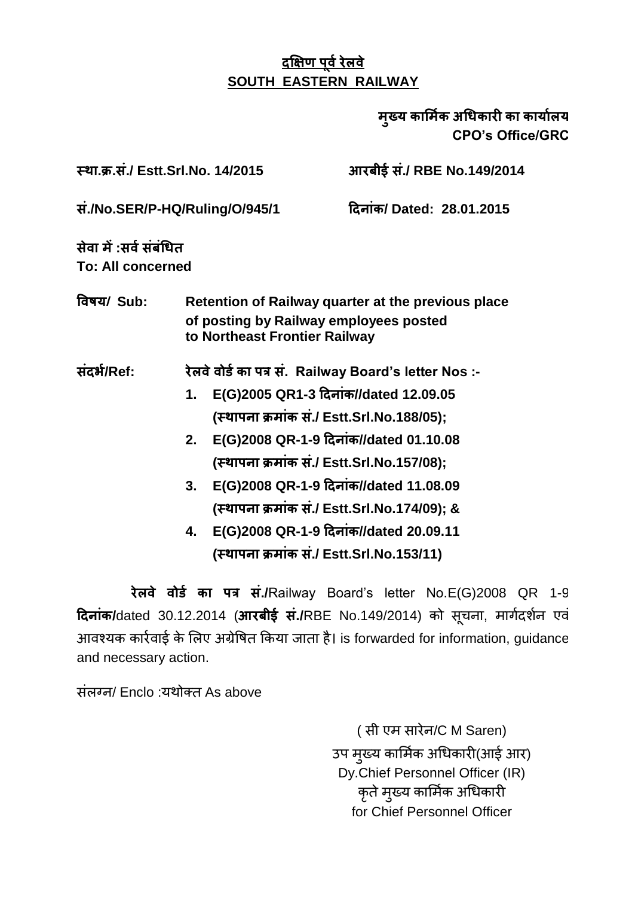**दक्षिण पूर्व रेलवे**
**SOUTH EASTERN RAILWAY**

**मुख्य कार्मिक अधिकारी का कार्यालय**
**CPO's Office/GRC**

**स्था.क्र.सं./ Estt.Srl.No. 14/2015** **आरबीई सं./ RBE No.149/2014**

**सं./No.SER/P-HQ/Ruling/O/945/1** **दिनांक/ Dated: 28.01.2015**

**सेवा में :सर्व संबंधित**
**To: All concerned**

**विषय/ Sub:** **Retention of Railway quarter at the previous place of posting by Railway employees posted to Northeast Frontier Railway**

**संदर्भ/Ref:** **रेलवे वोर्ड का पत्र सं. Railway Board's letter Nos :-**

1. **E(G)2005 QR1-3 दिनांक//dated 12.09.05 (स्थापना क्रमांक सं./ Estt.Srl.No.188/05);**
2. **E(G)2008 QR-1-9 दिनांक//dated 01.10.08 (स्थापना क्रमांक सं./ Estt.Srl.No.157/08);**
3. **E(G)2008 QR-1-9 दिनांक//dated 11.08.09 (स्थापना क्रमांक सं./ Estt.Srl.No.174/09); &**
4. **E(G)2008 QR-1-9 दिनांक//dated 20.09.11 (स्थापना क्रमांक सं./ Estt.Srl.No.153/11)**

**रेलवे वोर्ड का पत्र सं./**Railway Board's letter No.E(G)2008 QR 1-9 **दिनांक/**dated 30.12.2014 (**आरबीई सं./**RBE No.149/2014) को सूचना, मार्गदर्शन एवं आवश्यक कार्रवाई के लिए अग्रेषित किया जाता है। is forwarded for information, guidance and necessary action.

संलग्न/ Enclo :यथोक्त As above

( सी एम सारेन/C M Saren)
उप मुख्य कार्मिक अधिकारी(आई आर)
Dy.Chief Personnel Officer (IR)
कृते मुख्य कार्मिक अधिकारी
for Chief Personnel Officer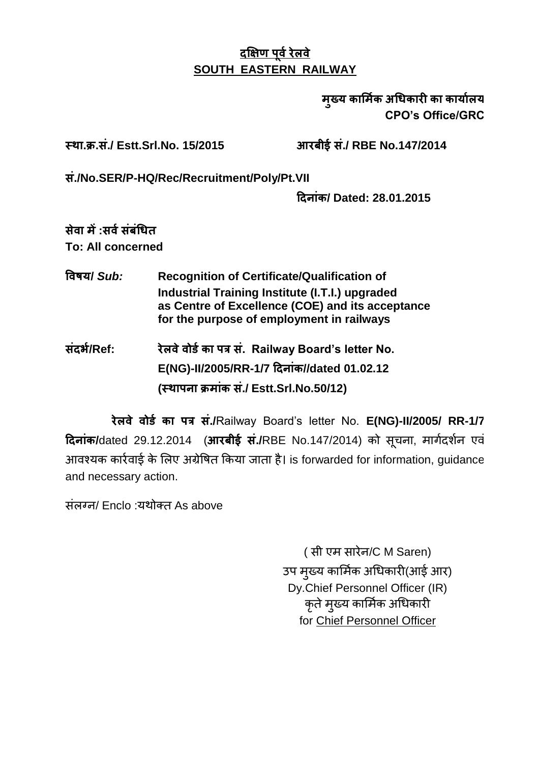**दक्षिण पूर्व रेलवे**
**SOUTH EASTERN RAILWAY**

**मुख्य कार्मिक अधिकारी का कार्यालय**
**CPO's Office/GRC**

**स्था.क्र.सं./ Estt.Srl.No. 15/2015** **आरबीई सं./ RBE No.147/2014**

**सं./No.SER/P-HQ/Rec/Recruitment/Poly/Pt.VII**

**दिनांक/ Dated: 28.01.2015**

**सेवा में :सर्व संबंधित**
**To: All concerned**

**विषय/ *Sub:*** **Recognition of Certificate/Qualification of Industrial Training Institute (I.T.I.) upgraded as Centre of Excellence (COE) and its acceptance for the purpose of employment in railways**

**संदर्भ/Ref:** **रेलवे वोर्ड का पत्र सं. Railway Board's letter No. E(NG)-II/2005/RR-1/7 दिनांक//dated 01.02.12 (स्थापना क्रमांक सं./ Estt.Srl.No.50/12)**

**रेलवे वोर्ड का पत्र सं./**Railway Board's letter No. **E(NG)-II/2005/ RR-1/7 दिनांक/**dated 29.12.2014 (**आरबीई सं./**RBE No.147/2014) को सूचना, मार्गदर्शन एवं आवश्यक कार्रवाई के लिए अग्रेषित किया जाता है। is forwarded for information, guidance and necessary action.

संलग्न/ Enclo :यथोक्त As above

( सी एम सारेन/C M Saren)
उप मुख्य कार्मिक अधिकारी(आई आर)
Dy.Chief Personnel Officer (IR)
कृते मुख्य कार्मिक अधिकारी
for Chief Personnel Officer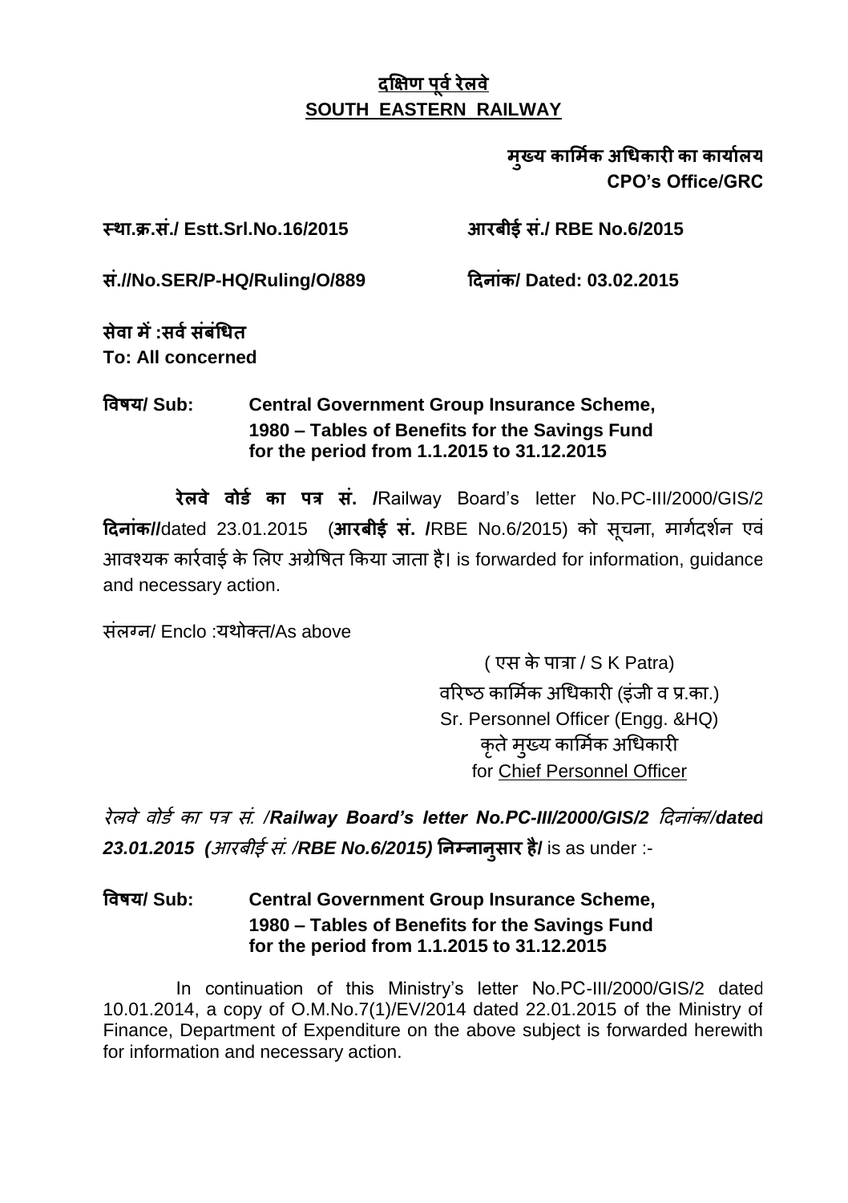**दक्षिण पूर्व रेलवे**
**SOUTH EASTERN RAILWAY**

**मुख्य कार्मिक अधिकारी का कार्यालय**
**CPO's Office/GRC**

**स्था.क्र.सं./ Estt.Srl.No.16/2015** **आरबीई सं./ RBE No.6/2015**

**सं.//No.SER/P-HQ/Ruling/O/889** **दिनांक/ Dated: 03.02.2015**

**सेवा में :सर्व संबंधित**
**To: All concerned**

**विषय/ Sub: Central Government Group Insurance Scheme, 1980 – Tables of Benefits for the Savings Fund for the period from 1.1.2015 to 31.12.2015**

**रेलवे वोर्ड का पत्र सं. /**Railway Board's letter No.PC-III/2000/GIS/2 **दिनांक//**dated 23.01.2015 (**आरबीई सं. /**RBE No.6/2015) को सूचना, मार्गदर्शन एवं आवश्यक कार्रवाई के लिए अग्रेषित किया जाता है। is forwarded for information, guidance and necessary action.

संलग्न/ Enclo :यथोक्त/As above

( एस के पात्रा / S K Patra)
वरिष्ठ कार्मिक अधिकारी (इंजी व प्र.का.)
Sr. Personnel Officer (Engg. &HQ)
कृते मुख्य कार्मिक अधिकारी
for Chief Personnel Officer

*रेलवे वोर्ड का पत्र सं. /**Railway Board's letter No.PC-III/2000/GIS/2** दिनांक/**dated 23.01.2015 (**आरबीई सं. /**RBE No.6/2015)*** **निम्नानुसार है/** is as under :-

**विषय/ Sub: Central Government Group Insurance Scheme, 1980 – Tables of Benefits for the Savings Fund for the period from 1.1.2015 to 31.12.2015**

In continuation of this Ministry's letter No.PC-III/2000/GIS/2 dated 10.01.2014, a copy of O.M.No.7(1)/EV/2014 dated 22.01.2015 of the Ministry of Finance, Department of Expenditure on the above subject is forwarded herewith for information and necessary action.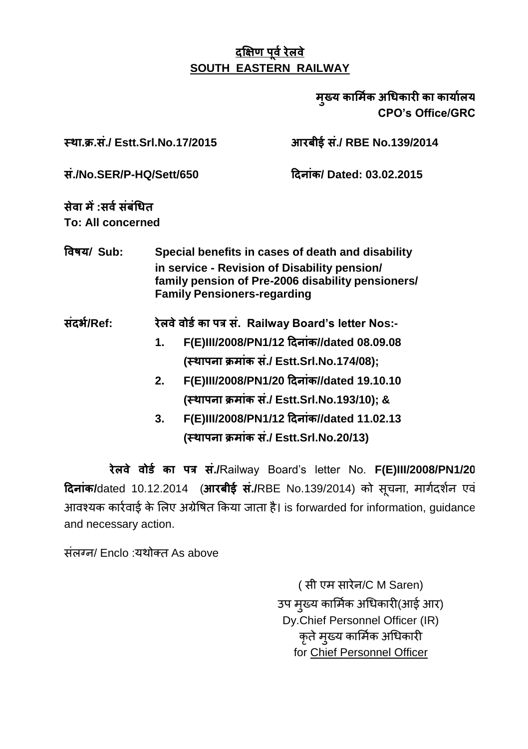## दक्षिण पूर्व रेलवे
## SOUTH EASTERN RAILWAY

**मुख्य कार्मिक अधिकारी का कार्यालय**
**CPO's Office/GRC**

**स्था.क्र.सं./ Estt.Srl.No.17/2015** **आरबीई सं./ RBE No.139/2014**

**सं./No.SER/P-HQ/Sett/650** **दिनांक/ Dated: 03.02.2015**

**सेवा में :सर्व संबंधित**
**To: All concerned**

**विषय/ Sub:** **Special benefits in cases of death and disability in service - Revision of Disability pension/ family pension of Pre-2006 disability pensioners/ Family Pensioners-regarding**

**संदर्भ/Ref:** **रेलवे वोर्ड का पत्र सं. Railway Board's letter Nos:-**

1. **F(E)III/2008/PN1/12 दिनांक//dated 08.09.08 (स्थापना क्रमांक सं./ Estt.Srl.No.174/08);**
2. **F(E)III/2008/PN1/20 दिनांक//dated 19.10.10 (स्थापना क्रमांक सं./ Estt.Srl.No.193/10); &**
3. **F(E)III/2008/PN1/12 दिनांक//dated 11.02.13 (स्थापना क्रमांक सं./ Estt.Srl.No.20/13)**

**रेलवे वोर्ड का पत्र सं./**Railway Board's letter No. **F(E)III/2008/PN1/20 दिनांक/**dated 10.12.2014 (**आरबीई सं./**RBE No.139/2014) को सूचना, मार्गदर्शन एवं आवश्यक कार्रवाई के लिए अग्रेषित किया जाता है। is forwarded for information, guidance and necessary action.

संलग्न/ Enclo :यथोक्त As above

( सी एम सारेन/C M Saren)
उप मुख्य कार्मिक अधिकारी(आई आर)
Dy.Chief Personnel Officer (IR)
कृते मुख्य कार्मिक अधिकारी
for Chief Personnel Officer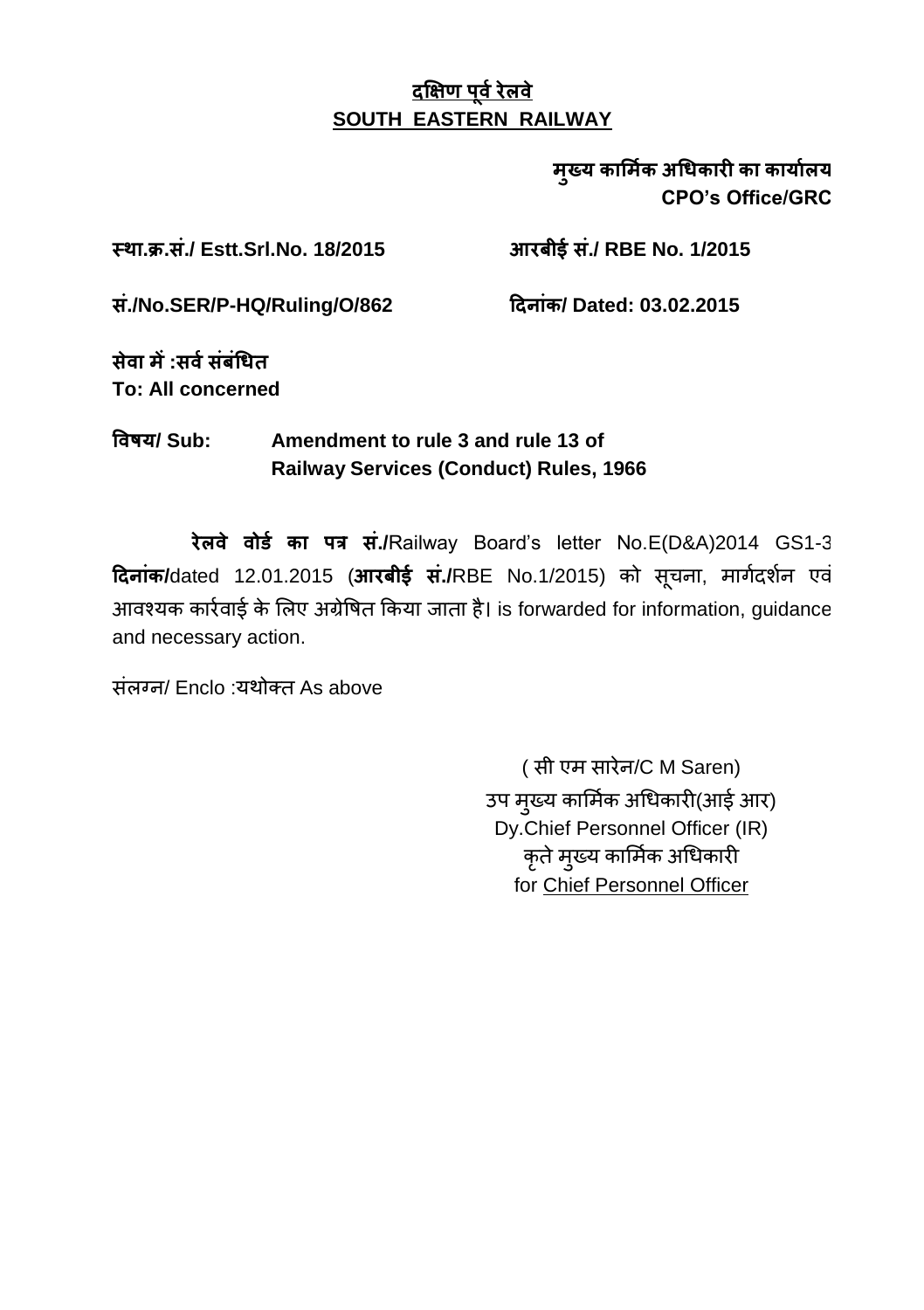**<u>दक्षिण पूर्व रेलवे</u>**
**<u>SOUTH EASTERN RAILWAY</u>**

**मुख्य कार्मिक अधिकारी का कार्यालय**
**CPO's Office/GRC**

**स्था.क्र.सं./ Estt.Srl.No. 18/2015** **आरबीई सं./ RBE No. 1/2015**

**सं./No.SER/P-HQ/Ruling/O/862** **दिनांक/ Dated: 03.02.2015**

**सेवा में :सर्व संबंधित**
**To: All concerned**

**विषय/ Sub: Amendment to rule 3 and rule 13 of Railway Services (Conduct) Rules, 1966**

**रेलवे वोर्ड का पत्र सं./**Railway Board's letter No.E(D&A)2014 GS1-3 **दिनांक/**dated 12.01.2015 (**आरबीई सं./**RBE No.1/2015) को सूचना, मार्गदर्शन एवं आवश्यक कार्रवाई के लिए अग्रेषित किया जाता है। is forwarded for information, guidance and necessary action.

संलग्न/ Enclo :यथोक्त As above

( सी एम सारेन/C M Saren)
उप मुख्य कार्मिक अधिकारी(आई आर)
Dy.Chief Personnel Officer (IR)
कृते मुख्य कार्मिक अधिकारी
for <u>Chief Personnel Officer</u>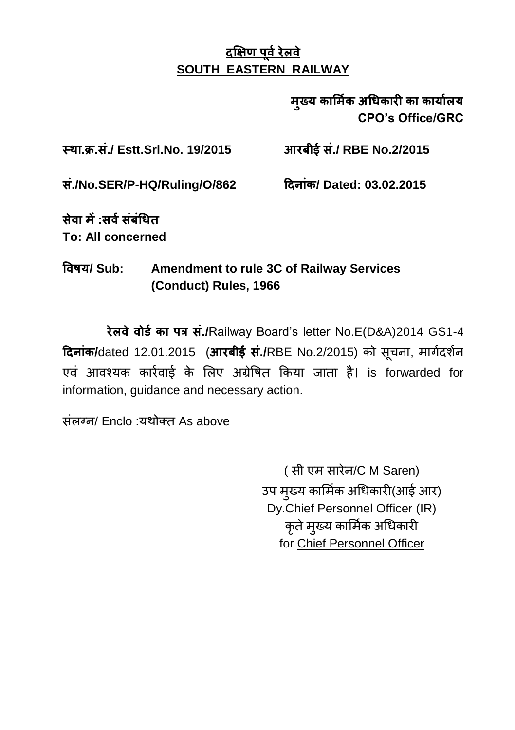**<u>दक्षिण पूर्व रेलवे</u>**
**<u>SOUTH EASTERN RAILWAY</u>**

**मुख्य कार्मिक अधिकारी का कार्यालय**
**CPO's Office/GRC**

**स्था.क्र.सं./ Estt.Srl.No. 19/2015** **आरबीई सं./ RBE No.2/2015**

**सं./No.SER/P-HQ/Ruling/O/862** **दिनांक/ Dated: 03.02.2015**

**सेवा में :सर्व संबंधित**
**To: All concerned**

**विषय/ Sub: Amendment to rule 3C of Railway Services (Conduct) Rules, 1966**

**रेलवे वोर्ड का पत्र सं./**Railway Board's letter No.E(D&A)2014 GS1-4 **दिनांक/**dated 12.01.2015 (**आरबीई सं./**RBE No.2/2015) को सूचना, मार्गदर्शन एवं आवश्यक कार्रवाई के लिए अग्रेषित किया जाता है। is forwarded for information, guidance and necessary action.

संलग्न/ Enclo :यथोक्त As above

( सी एम सारेन/C M Saren)
उप मुख्य कार्मिक अधिकारी(आई आर)
Dy.Chief Personnel Officer (IR)
कृते मुख्य कार्मिक अधिकारी
for <u>Chief Personnel Officer</u>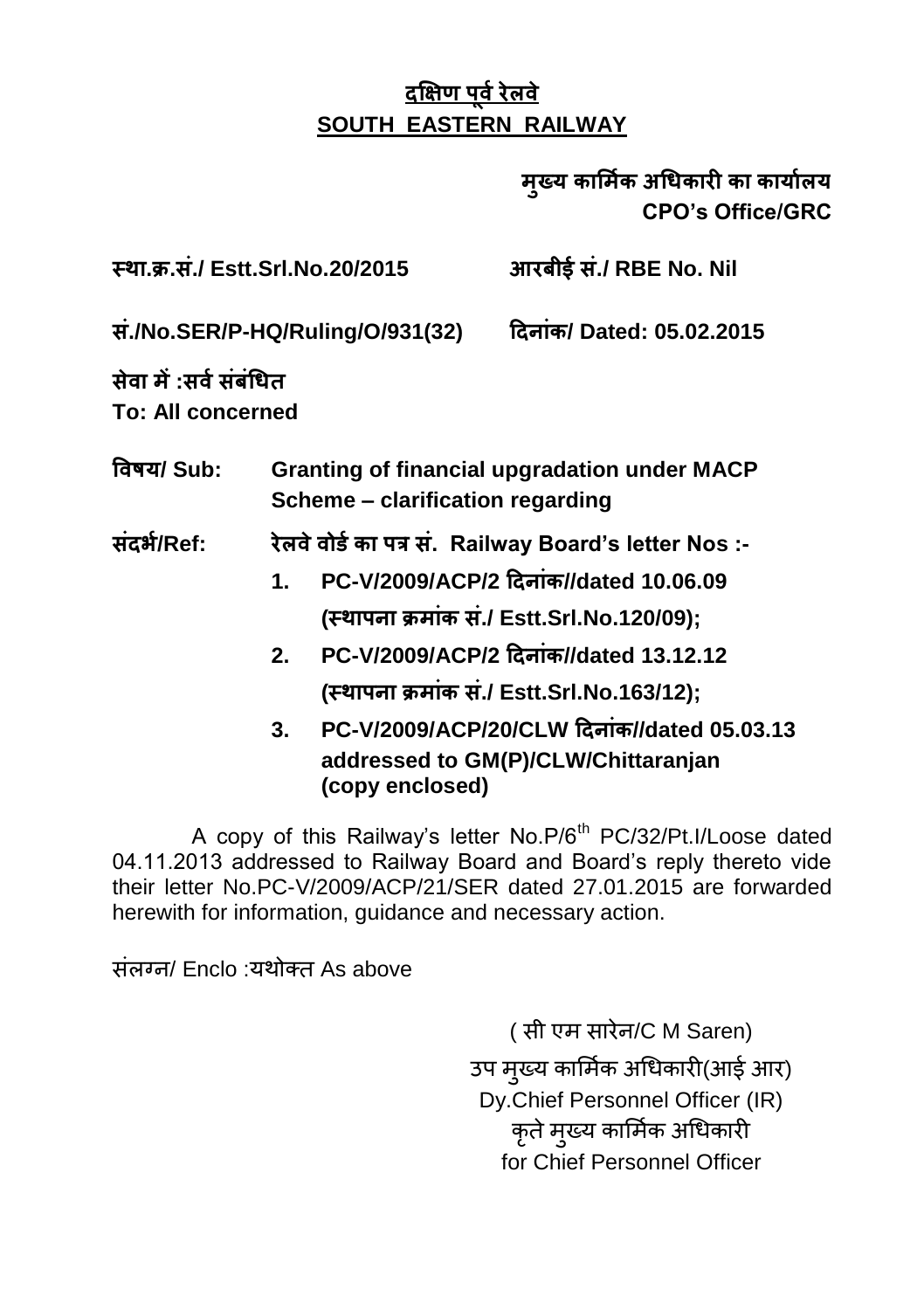## दक्षिण पूर्व रेलवे
## SOUTH EASTERN RAILWAY

**मुख्य कार्मिक अधिकारी का कार्यालय**
**CPO's Office/GRC**

**स्था.क्र.सं./ Estt.Srl.No.20/2015** **आरबीई सं./ RBE No. Nil**

**सं./No.SER/P-HQ/Ruling/O/931(32)** **दिनांक/ Dated: 05.02.2015**

**सेवा में :सर्व संबंधित**
**To: All concerned**

**विषय/ Sub:** **Granting of financial upgradation under MACP Scheme – clarification regarding**

**संदर्भ/Ref:** **रेलवे वोर्ड का पत्र सं. Railway Board's letter Nos :-**

1. **PC-V/2009/ACP/2 दिनांक//dated 10.06.09 (स्थापना क्रमांक सं./ Estt.Srl.No.120/09);**
2. **PC-V/2009/ACP/2 दिनांक//dated 13.12.12 (स्थापना क्रमांक सं./ Estt.Srl.No.163/12);**
3. **PC-V/2009/ACP/20/CLW दिनांक//dated 05.03.13 addressed to GM(P)/CLW/Chittaranjan (copy enclosed)**

A copy of this Railway's letter No.P/6th PC/32/Pt.I/Loose dated 04.11.2013 addressed to Railway Board and Board's reply thereto vide their letter No.PC-V/2009/ACP/21/SER dated 27.01.2015 are forwarded herewith for information, guidance and necessary action.

संलग्न/ Enclo :यथोक्त As above

( सी एम सारेन/C M Saren)
उप मुख्य कार्मिक अधिकारी(आई आर)
Dy.Chief Personnel Officer (IR)
कृते मुख्य कार्मिक अधिकारी
for Chief Personnel Officer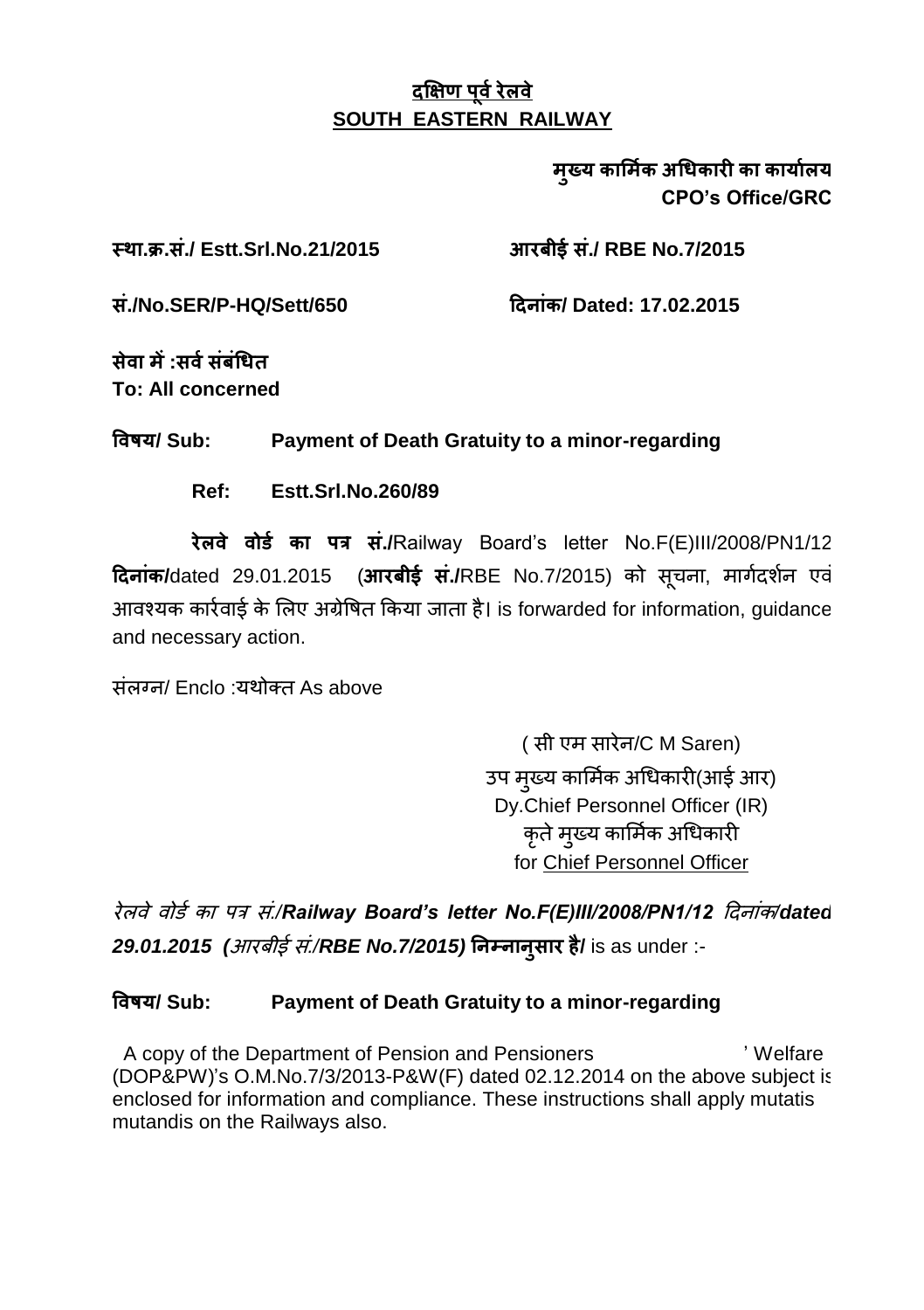**दक्षिण पूर्व रेलवे**
**SOUTH EASTERN RAILWAY**

**मुख्य कार्मिक अधिकारी का कार्यालय**
**CPO's Office/GRC**

**स्था.क्र.सं./ Estt.Srl.No.21/2015** **आरबीई सं./ RBE No.7/2015**

**सं./No.SER/P-HQ/Sett/650** **दिनांक/ Dated: 17.02.2015**

**सेवा में :सर्व संबंधित**
**To: All concerned**

**विषय/ Sub: Payment of Death Gratuity to a minor-regarding**

**Ref: Estt.Srl.No.260/89**

**रेलवे वोर्ड का पत्र सं./**Railway Board's letter No.F(E)III/2008/PN1/12 **दिनांक/**dated 29.01.2015 (**आरबीई सं./**RBE No.7/2015) को सूचना, मार्गदर्शन एवं आवश्यक कार्रवाई के लिए अग्रेषित किया जाता है। is forwarded for information, guidance and necessary action.

संलग्न/ Enclo :यथोक्त As above

( सी एम सारेन/C M Saren)
उप मुख्य कार्मिक अधिकारी(आई आर)
Dy.Chief Personnel Officer (IR)
कृते मुख्य कार्मिक अधिकारी
for Chief Personnel Officer

*रेलवे वोर्ड का पत्र सं./**Railway Board's letter No.F(E)III/2008/PN1/12** दिनांक/**dated 29.01.2015 (**आरबीई सं./**RBE No.7/2015)*** **निम्नानुसार है/** is as under :-

**विषय/ Sub: Payment of Death Gratuity to a minor-regarding**

A copy of the Department of Pension and Pensioners' Welfare (DOP&PW)'s O.M.No.7/3/2013-P&W(F) dated 02.12.2014 on the above subject is enclosed for information and compliance. These instructions shall apply mutatis mutandis on the Railways also.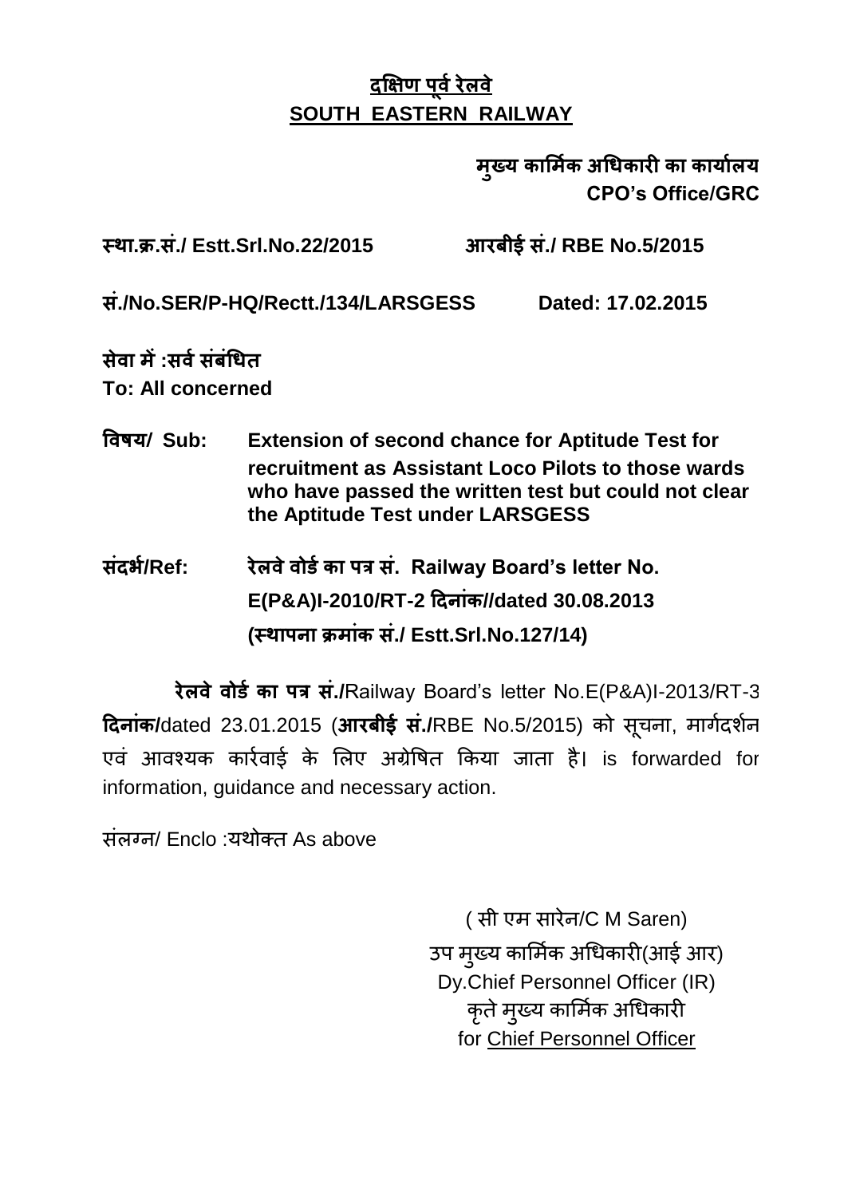# दक्षिण पूर्व रेलवे
# SOUTH EASTERN RAILWAY

**मुख्य कार्मिक अधिकारी का कार्यालय**
**CPO's Office/GRC**

**स्था.क्र.सं./ Estt.Srl.No.22/2015** **आरबीई सं./ RBE No.5/2015**

**सं./No.SER/P-HQ/Rectt./134/LARSGESS** **Dated: 17.02.2015**

**सेवा में :सर्व संबंधित**
**To: All concerned**

**विषय/ Sub:** **Extension of second chance for Aptitude Test for recruitment as Assistant Loco Pilots to those wards who have passed the written test but could not clear the Aptitude Test under LARSGESS**

**संदर्भ/Ref:** **रेलवे वोर्ड का पत्र सं. Railway Board's letter No. E(P&A)I-2010/RT-2 दिनांक//dated 30.08.2013 (स्थापना क्रमांक सं./ Estt.Srl.No.127/14)**

**रेलवे वोर्ड का पत्र सं./**Railway Board's letter No.E(P&A)I-2013/RT-3 **दिनांक/**dated 23.01.2015 (**आरबीई सं./**RBE No.5/2015) को सूचना, मार्गदर्शन एवं आवश्यक कार्रवाई के लिए अग्रेषित किया जाता है। is forwarded for information, guidance and necessary action.

संलग्न/ Enclo :यथोक्त As above

( सी एम सारेन/C M Saren)
उप मुख्य कार्मिक अधिकारी(आई आर)
Dy.Chief Personnel Officer (IR)
कृते मुख्य कार्मिक अधिकारी
for Chief Personnel Officer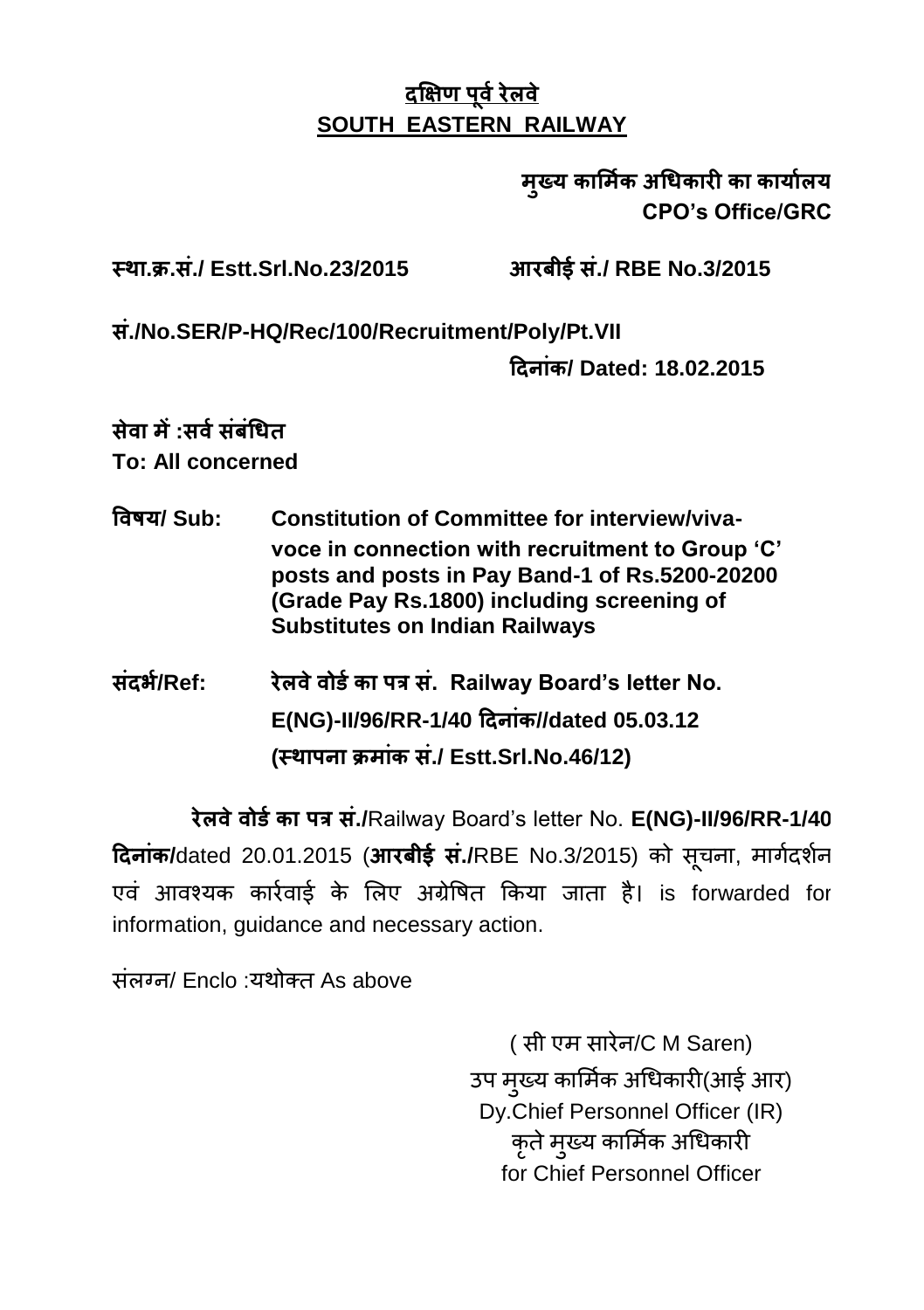# दक्षिण पूर्व रेलवे
# SOUTH EASTERN RAILWAY

**मुख्य कार्मिक अधिकारी का कार्यालय**
**CPO's Office/GRC**

**स्था.क्र.सं./ Estt.Srl.No.23/2015** **आरबीई सं./ RBE No.3/2015**

**सं./No.SER/P-HQ/Rec/100/Recruitment/Poly/Pt.VII**

**दिनांक/ Dated: 18.02.2015**

**सेवा में :सर्व संबंधित**
**To: All concerned**

**विषय/ Sub:** **Constitution of Committee for interview/viva-voce in connection with recruitment to Group 'C' posts and posts in Pay Band-1 of Rs.5200-20200 (Grade Pay Rs.1800) including screening of Substitutes on Indian Railways**

**संदर्भ/Ref:** **रेलवे वोर्ड का पत्र सं. Railway Board's letter No. E(NG)-II/96/RR-1/40 दिनांक//dated 05.03.12 (स्थापना क्रमांक सं./ Estt.Srl.No.46/12)**

**रेलवे वोर्ड का पत्र सं./**Railway Board's letter No. **E(NG)-II/96/RR-1/40 दिनांक/**dated 20.01.2015 (**आरबीई सं./**RBE No.3/2015) को सूचना, मार्गदर्शन एवं आवश्यक कार्रवाई के लिए अग्रेषित किया जाता है। is forwarded for information, guidance and necessary action.

संलग्न/ Enclo :यथोक्त As above

( सी एम सारेन/C M Saren)
उप मुख्य कार्मिक अधिकारी(आई आर)
Dy.Chief Personnel Officer (IR)
कृते मुख्य कार्मिक अधिकारी
for Chief Personnel Officer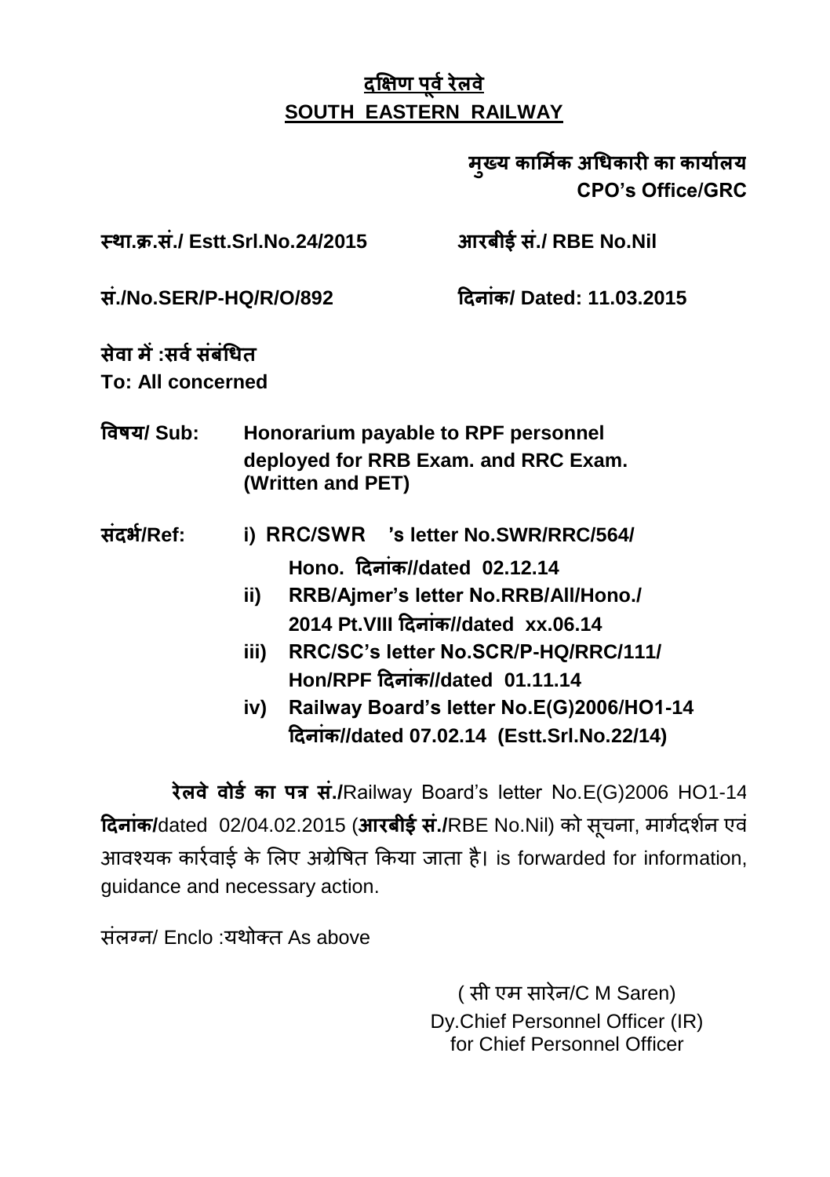**दक्षिण पूर्व रेलवे**
**SOUTH EASTERN RAILWAY**

**मुख्य कार्मिक अधिकारी का कार्यालय**
**CPO's Office/GRC**

**स्था.क्र.सं./ Estt.Srl.No.24/2015** **आरबीई सं./ RBE No.Nil**

**सं./No.SER/P-HQ/R/O/892** **दिनांक/ Dated: 11.03.2015**

**सेवा में :सर्व संबंधित**
**To: All concerned**

**विषय/ Sub:** **Honorarium payable to RPF personnel deployed for RRB Exam. and RRC Exam. (Written and PET)**

**संदर्भ/Ref:**

i) **RRC/SWR 's letter No.SWR/RRC/564/ Hono. दिनांक//dated 02.12.14**

ii) **RRB/Ajmer's letter No.RRB/All/Hono./ 2014 Pt.VIII दिनांक//dated xx.06.14**

iii) **RRC/SC's letter No.SCR/P-HQ/RRC/111/ Hon/RPF दिनांक//dated 01.11.14**

iv) **Railway Board's letter No.E(G)2006/HO1-14 दिनांक//dated 07.02.14 (Estt.Srl.No.22/14)**

**रेलवे वोर्ड का पत्र सं./**Railway Board's letter No.E(G)2006 HO1-14 **दिनांक/**dated 02/04.02.2015 (**आरबीई सं./**RBE No.Nil) को सूचना, मार्गदर्शन एवं आवश्यक कार्रवाई के लिए अग्रेषित किया जाता है। is forwarded for information, guidance and necessary action.

संलग्न/ Enclo :यथोक्त As above

( सी एम सारेन/C M Saren)
Dy.Chief Personnel Officer (IR)
for Chief Personnel Officer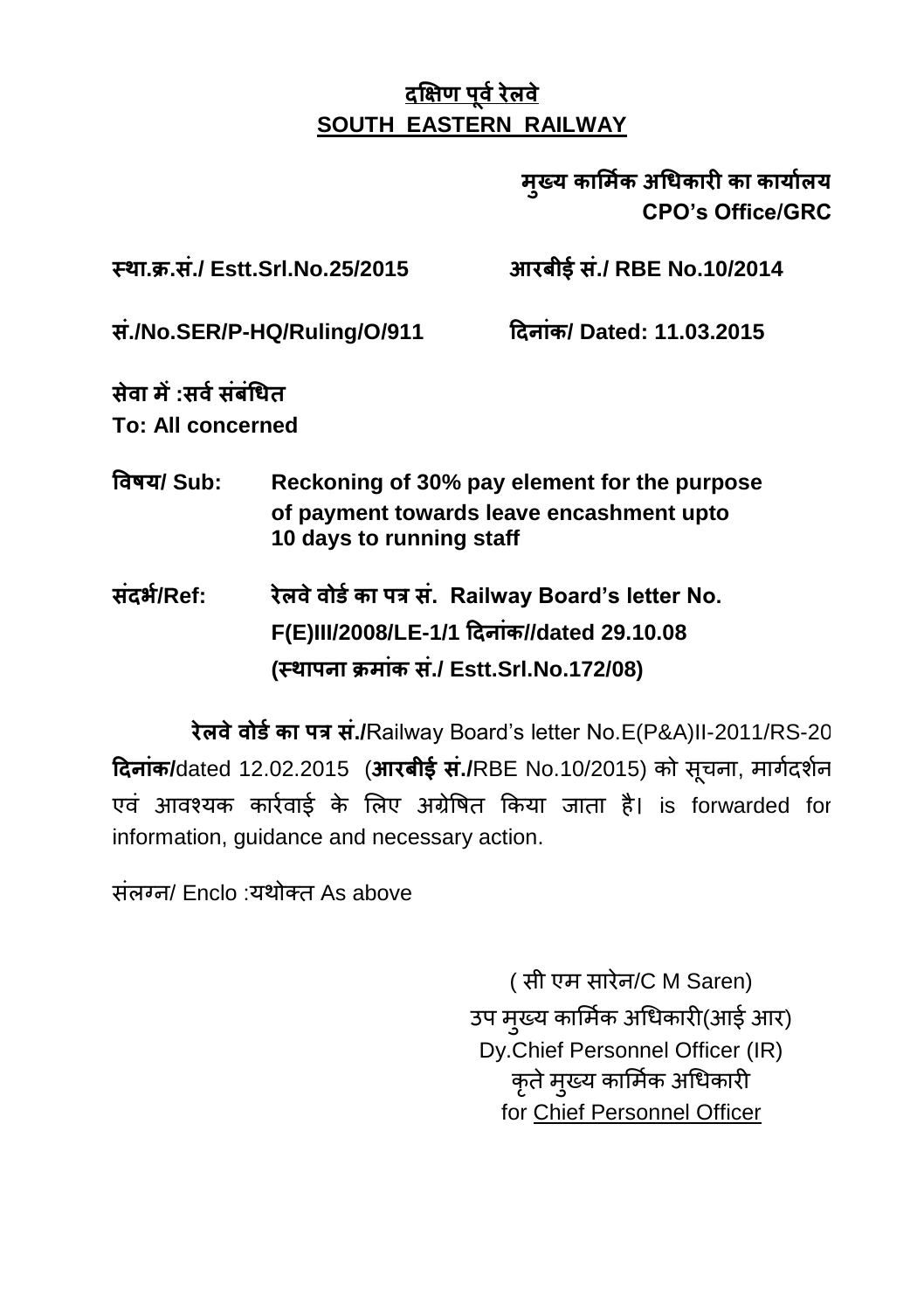# दक्षिण पूर्व रेलवे
# SOUTH EASTERN RAILWAY

**मुख्य कार्मिक अधिकारी का कार्यालय**
**CPO's Office/GRC**

**स्था.क्र.सं./ Estt.Srl.No.25/2015** **आरबीई सं./ RBE No.10/2014**

**सं./No.SER/P-HQ/Ruling/O/911** **दिनांक/ Dated: 11.03.2015**

**सेवा में :सर्व संबंधित**
**To: All concerned**

**विषय/ Sub:** **Reckoning of 30% pay element for the purpose of payment towards leave encashment upto 10 days to running staff**

**संदर्भ/Ref:** **रेलवे वोर्ड का पत्र सं. Railway Board's letter No. F(E)III/2008/LE-1/1 दिनांक//dated 29.10.08 (स्थापना क्रमांक सं./ Estt.Srl.No.172/08)**

**रेलवे वोर्ड का पत्र सं./**Railway Board's letter No.E(P&A)II-2011/RS-20 **दिनांक/**dated 12.02.2015 (**आरबीई सं./**RBE No.10/2015) को सूचना, मार्गदर्शन एवं आवश्यक कार्रवाई के लिए अग्रेषित किया जाता है। is forwarded for information, guidance and necessary action.

संलग्न/ Enclo :यथोक्त As above

( सी एम सारेन/C M Saren)
उप मुख्य कार्मिक अधिकारी(आई आर)
Dy.Chief Personnel Officer (IR)
कृते मुख्य कार्मिक अधिकारी
for Chief Personnel Officer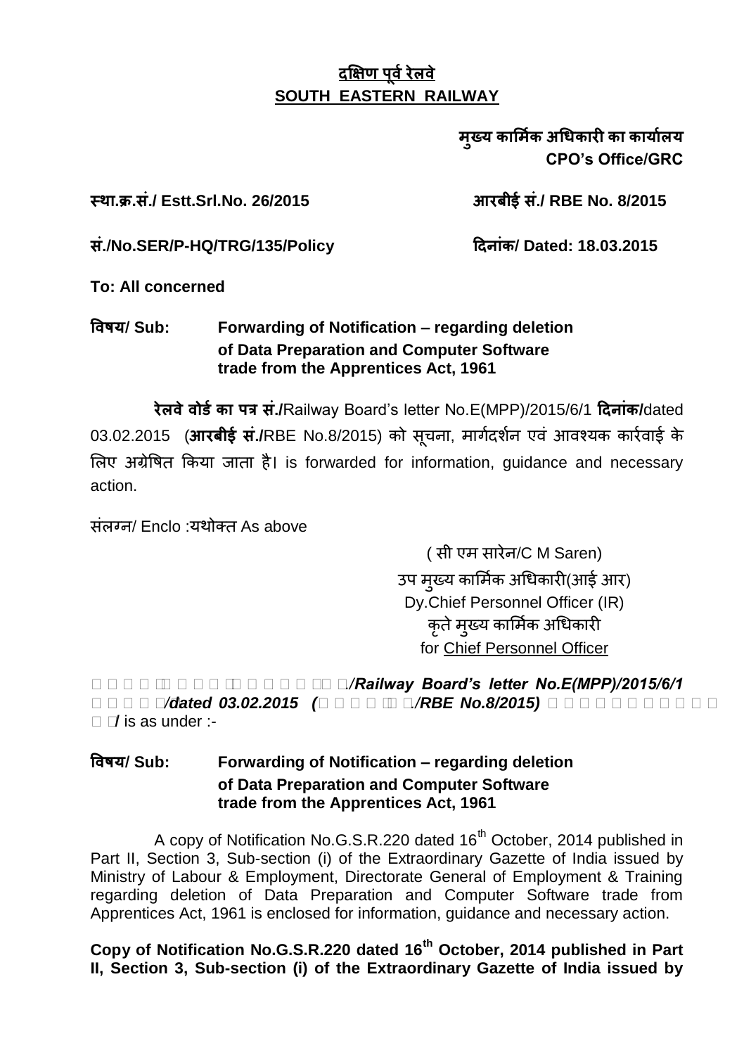<u>**दक्षिण पूर्व रेलवे**</u>
<u>**SOUTH EASTERN RAILWAY**</u>

**मुख्य कार्मिक अधिकारी का कार्यालय**
**CPO's Office/GRC**

**स्था.क्र.सं./ Estt.Srl.No. 26/2015** **आरबीई सं./ RBE No. 8/2015**

**सं./No.SER/P-HQ/TRG/135/Policy** **दिनांक/ Dated: 18.03.2015**

**To: All concerned**

**विषय/ Sub: Forwarding of Notification – regarding deletion of Data Preparation and Computer Software trade from the Apprentices Act, 1961**

**रेलवे वोर्ड का पत्र सं./**Railway Board's letter No.E(MPP)/2015/6/1 **दिनांक/**dated 03.02.2015 (**आरबीई सं./**RBE No.8/2015) को सूचना, मार्गदर्शन एवं आवश्यक कार्रवाई के लिए अग्रेषित किया जाता है। is forwarded for information, guidance and necessary action.

संलग्न/ Enclo :यथोक्त As above

( सी एम सारेन/C M Saren)
उप मुख्य कार्मिक अधिकारी(आई आर)
Dy.Chief Personnel Officer (IR)
कृते मुख्य कार्मिक अधिकारी
for <u>Chief Personnel Officer</u>

***./Railway Board's letter No.E(MPP)/2015/6/1 /dated 03.02.2015 (./RBE No.8/2015)*** **/** is as under :-

**विषय/ Sub: Forwarding of Notification – regarding deletion of Data Preparation and Computer Software trade from the Apprentices Act, 1961**

A copy of Notification No.G.S.R.220 dated 16th October, 2014 published in Part II, Section 3, Sub-section (i) of the Extraordinary Gazette of India issued by Ministry of Labour & Employment, Directorate General of Employment & Training regarding deletion of Data Preparation and Computer Software trade from Apprentices Act, 1961 is enclosed for information, guidance and necessary action.

**Copy of Notification No.G.S.R.220 dated 16th October, 2014 published in Part II, Section 3, Sub-section (i) of the Extraordinary Gazette of India issued by**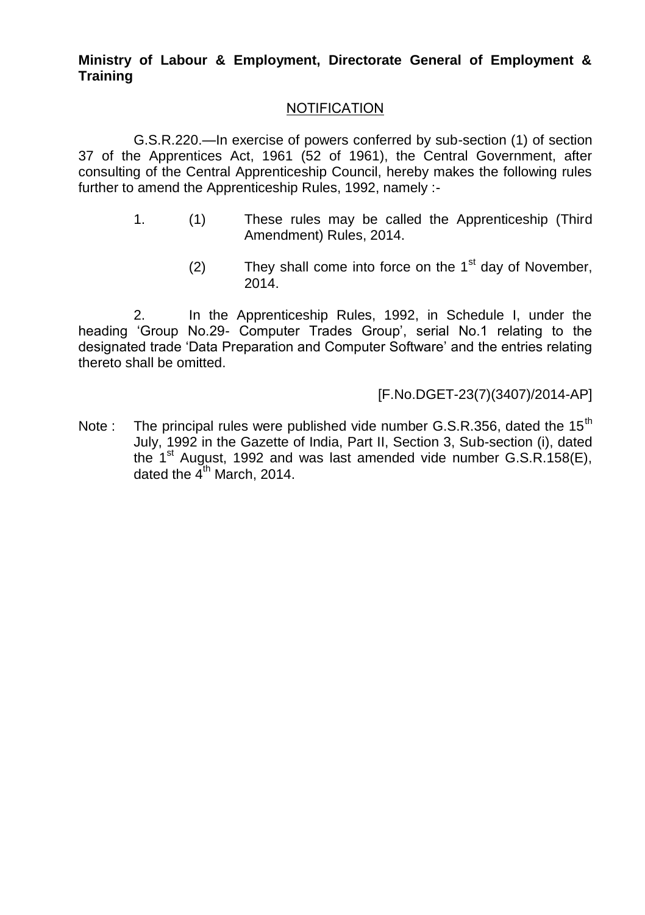**Ministry of Labour & Employment, Directorate General of Employment & Training**

NOTIFICATION

G.S.R.220.—In exercise of powers conferred by sub-section (1) of section 37 of the Apprentices Act, 1961 (52 of 1961), the Central Government, after consulting of the Central Apprenticeship Council, hereby makes the following rules further to amend the Apprenticeship Rules, 1992, namely :-

1. (1) These rules may be called the Apprenticeship (Third Amendment) Rules, 2014.

   (2) They shall come into force on the 1st day of November, 2014.

2. In the Apprenticeship Rules, 1992, in Schedule I, under the heading 'Group No.29- Computer Trades Group', serial No.1 relating to the designated trade 'Data Preparation and Computer Software' and the entries relating thereto shall be omitted.

[F.No.DGET-23(7)(3407)/2014-AP]

Note : The principal rules were published vide number G.S.R.356, dated the 15th July, 1992 in the Gazette of India, Part II, Section 3, Sub-section (i), dated the 1st August, 1992 and was last amended vide number G.S.R.158(E), dated the 4th March, 2014.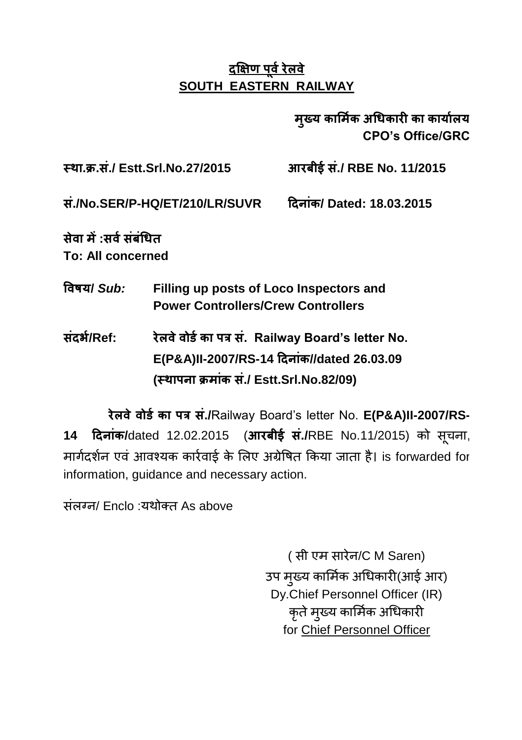## दक्षिण पूर्व रेलवे
## SOUTH EASTERN RAILWAY

**मुख्य कार्मिक अधिकारी का कार्यालय**
**CPO's Office/GRC**

**स्था.क्र.सं./ Estt.Srl.No.27/2015** **आरबीई सं./ RBE No. 11/2015**

**सं./No.SER/P-HQ/ET/210/LR/SUVR** **दिनांक/ Dated: 18.03.2015**

**सेवा में :सर्व संबंधित**
**To: All concerned**

**विषय/ *Sub:*** **Filling up posts of Loco Inspectors and Power Controllers/Crew Controllers**

**संदर्भ/Ref:** **रेलवे वोर्ड का पत्र सं. Railway Board's letter No. E(P&A)II-2007/RS-14 दिनांक//dated 26.03.09 (स्थापना क्रमांक सं./ Estt.Srl.No.82/09)**

**रेलवे वोर्ड का पत्र सं./**Railway Board's letter No. **E(P&A)II-2007/RS-14 दिनांक/**dated 12.02.2015 (**आरबीई सं./**RBE No.11/2015) को सूचना, मार्गदर्शन एवं आवश्यक कार्रवाई के लिए अग्रेषित किया जाता है। is forwarded for information, guidance and necessary action.

संलग्न/ Enclo :यथोक्त As above

( सी एम सारेन/C M Saren)
उप मुख्य कार्मिक अधिकारी(आई आर)
Dy.Chief Personnel Officer (IR)
कृते मुख्य कार्मिक अधिकारी
for Chief Personnel Officer